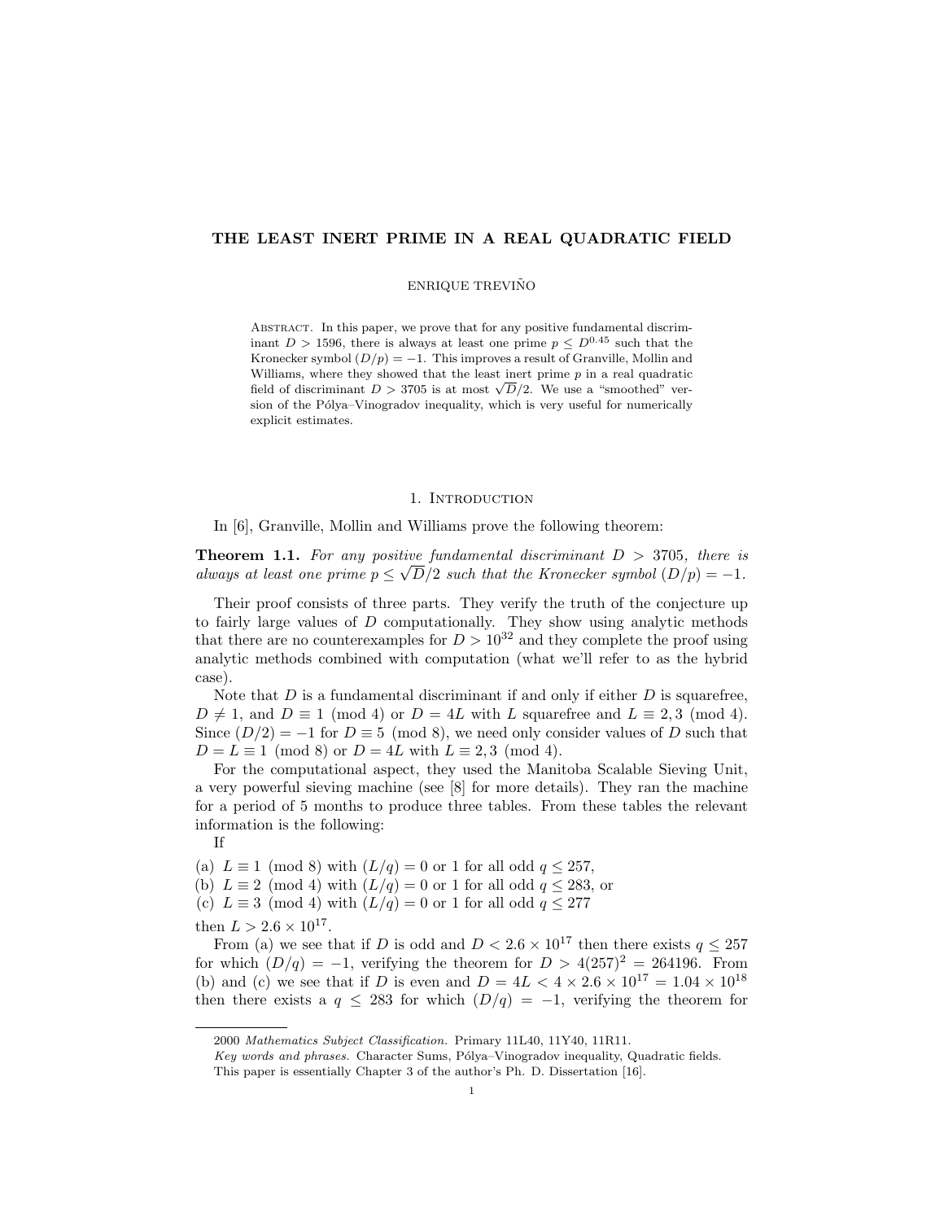# THE LEAST INERT PRIME IN A REAL QUADRATIC FIELD

ENRIQUE TREVIÑO

ABSTRACT. In this paper, we prove that for any positive fundamental discriminant $D > 1596$, there is always at least one prime $p \leq D^{0.45}$ such that the Kronecker symbol $(D/p) = -1$. This improves a result of Granville, Mollin and Williams, where they showed that the least inert prime $p$ in a real quadratic field of discriminant $D > 3705$ is at most $\sqrt{D}/2$. We use a "smoothed" version of the Pólya–Vinogradov inequality, which is very useful for numerically explicit estimates.

## 1. Introduction

In [6], Granville, Mollin and Williams prove the following theorem:

**Theorem 1.1.** *For any positive fundamental discriminant $D > 3705$, there is always at least one prime $p \leq \sqrt{D}/2$ such that the Kronecker symbol $(D/p) = -1$.*

Their proof consists of three parts. They verify the truth of the conjecture up to fairly large values of $D$ computationally. They show using analytic methods that there are no counterexamples for $D > 10^{32}$ and they complete the proof using analytic methods combined with computation (what we'll refer to as the hybrid case).

Note that $D$ is a fundamental discriminant if and only if either $D$ is squarefree, $D \neq 1$, and $D \equiv 1 \pmod 4$ or $D = 4L$ with $L$ squarefree and $L \equiv 2, 3 \pmod 4$. Since $(D/2) = -1$ for $D \equiv 5 \pmod 8$, we need only consider values of $D$ such that $D = L \equiv 1 \pmod 8$ or $D = 4L$ with $L \equiv 2, 3 \pmod 4$.

For the computational aspect, they used the Manitoba Scalable Sieving Unit, a very powerful sieving machine (see [8] for more details). They ran the machine for a period of 5 months to produce three tables. From these tables the relevant information is the following:

If

(a) $L \equiv 1 \pmod 8$ with $(L/q) = 0$ or $1$ for all odd $q \leq 257$,
(b) $L \equiv 2 \pmod 4$ with $(L/q) = 0$ or $1$ for all odd $q \leq 283$, or
(c) $L \equiv 3 \pmod 4$ with $(L/q) = 0$ or $1$ for all odd $q \leq 277$

then $L > 2.6 \times 10^{17}$.

From (a) we see that if $D$ is odd and $D < 2.6 \times 10^{17}$ then there exists $q \leq 257$ for which $(D/q) = -1$, verifying the theorem for $D > 4(257)^2 = 264196$. From (b) and (c) we see that if $D$ is even and $D = 4L < 4 \times 2.6 \times 10^{17} = 1.04 \times 10^{18}$ then there exists a $q \leq 283$ for which $(D/q) = -1$, verifying the theorem for

2000 *Mathematics Subject Classification.* Primary 11L40, 11Y40, 11R11.
*Key words and phrases.* Character Sums, Pólya–Vinogradov inequality, Quadratic fields.
This paper is essentially Chapter 3 of the author's Ph. D. Dissertation [16].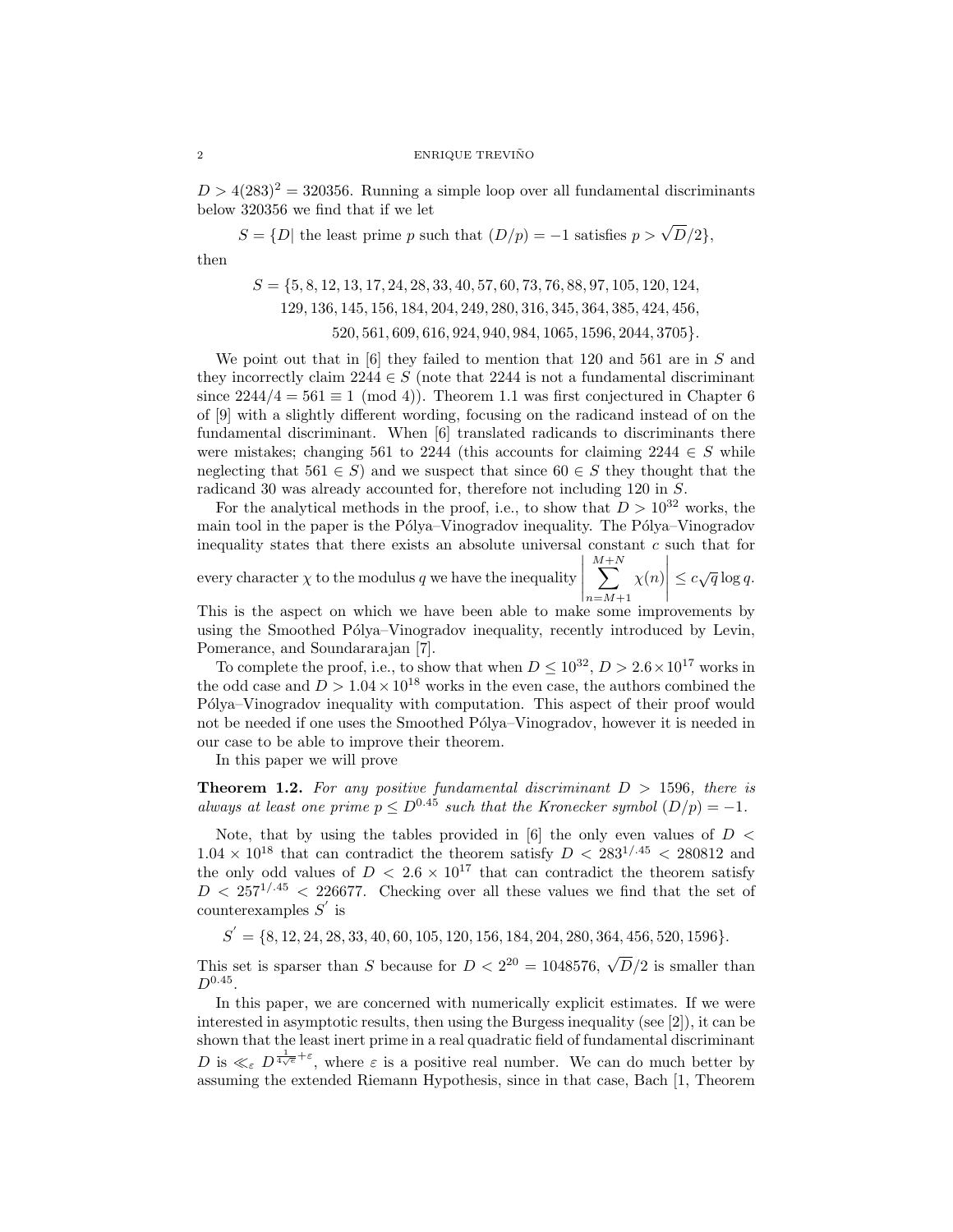$D > 4(283)^2 = 320356$. Running a simple loop over all fundamental discriminants below 320356 we find that if we let

$$S = \{D | \text{ the least prime } p \text{ such that } (D/p) = -1 \text{ satisfies } p > \sqrt{D}/2\},$$

then

$$S = \{5, 8, 12, 13, 17, 24, 28, 33, 40, 57, 60, 73, 76, 88, 97, 105, 120, 124, 129, 136, 145, 156, 184, 204, 249, 280, 316, 345, 364, 385, 424, 456, 520, 561, 609, 616, 924, 940, 984, 1065, 1596, 2044, 3705\}.$$

We point out that in [6] they failed to mention that 120 and 561 are in $S$ and they incorrectly claim $2244 \in S$ (note that 2244 is not a fundamental discriminant since $2244/4 = 561 \equiv 1 \pmod 4$)). Theorem 1.1 was first conjectured in Chapter 6 of [9] with a slightly different wording, focusing on the radicand instead of on the fundamental discriminant. When [6] translated radicands to discriminants there were mistakes; changing 561 to 2244 (this accounts for claiming $2244 \in S$ while neglecting that $561 \in S$) and we suspect that since $60 \in S$ they thought that the radicand 30 was already accounted for, therefore not including 120 in $S$.

For the analytical methods in the proof, i.e., to show that $D > 10^{32}$ works, the main tool in the paper is the Pólya–Vinogradov inequality. The Pólya–Vinogradov inequality states that there exists an absolute universal constant $c$ such that for every character $\chi$ to the modulus $q$ we have the inequality $\left|\sum_{n=M+1}^{M+N} \chi(n)\right| \leq c\sqrt{q}\log q$. This is the aspect on which we have been able to make some improvements by using the Smoothed Pólya–Vinogradov inequality, recently introduced by Levin, Pomerance, and Soundararajan [7].

To complete the proof, i.e., to show that when $D \leq 10^{32}$, $D > 2.6 \times 10^{17}$ works in the odd case and $D > 1.04 \times 10^{18}$ works in the even case, the authors combined the Pólya–Vinogradov inequality with computation. This aspect of their proof would not be needed if one uses the Smoothed Pólya–Vinogradov, however it is needed in our case to be able to improve their theorem.

In this paper we will prove

**Theorem 1.2.** *For any positive fundamental discriminant $D > 1596$, there is always at least one prime $p \leq D^{0.45}$ such that the Kronecker symbol $(D/p) = -1$.*

Note, that by using the tables provided in [6] the only even values of $D < 1.04 \times 10^{18}$ that can contradict the theorem satisfy $D < 283^{1/.45} < 280812$ and the only odd values of $D < 2.6 \times 10^{17}$ that can contradict the theorem satisfy $D < 257^{1/.45} < 226677$. Checking over all these values we find that the set of counterexamples $S'$ is

$$S' = \{8, 12, 24, 28, 33, 40, 60, 105, 120, 156, 184, 204, 280, 364, 456, 520, 1596\}.$$

This set is sparser than $S$ because for $D < 2^{20} = 1048576$, $\sqrt{D}/2$ is smaller than $D^{0.45}$.

In this paper, we are concerned with numerically explicit estimates. If we were interested in asymptotic results, then using the Burgess inequality (see [2]), it can be shown that the least inert prime in a real quadratic field of fundamental discriminant $D$ is $\ll_\varepsilon D^{\frac{1}{4\sqrt{e}}+\varepsilon}$, where $\varepsilon$ is a positive real number. We can do much better by assuming the extended Riemann Hypothesis, since in that case, Bach [1, Theorem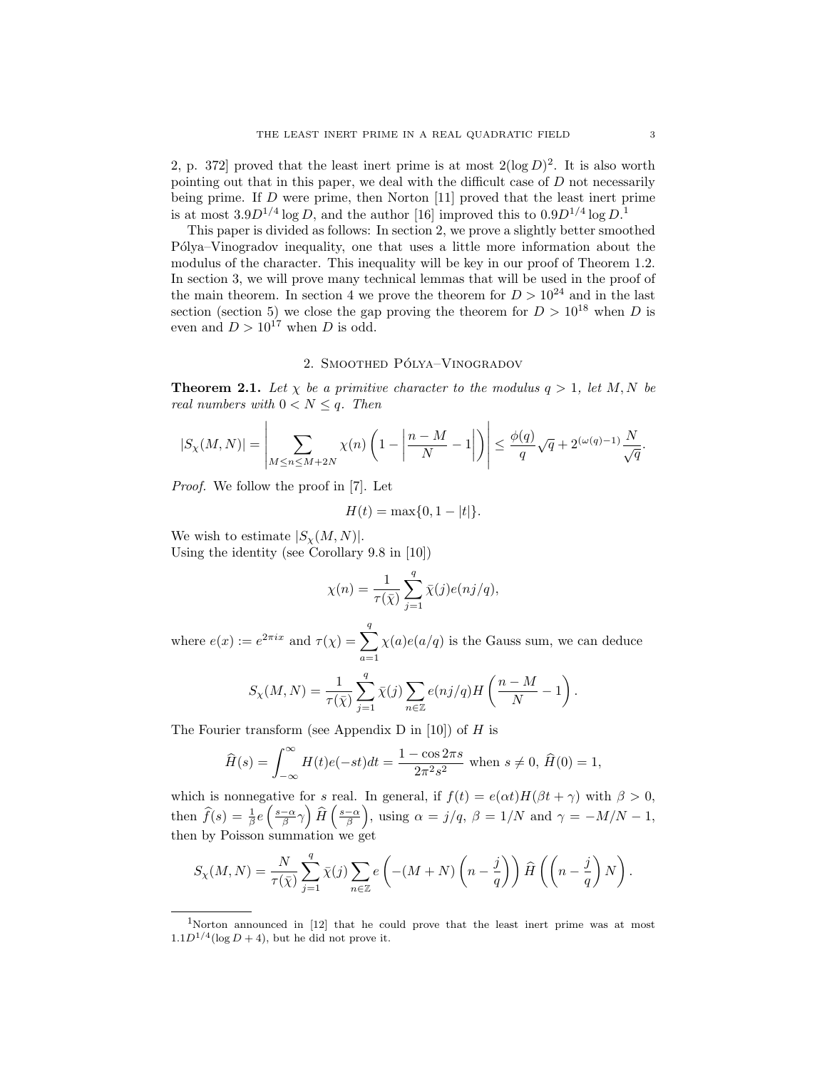2, p. 372] proved that the least inert prime is at most $2(\log D)^2$. It is also worth pointing out that in this paper, we deal with the difficult case of $D$ not necessarily being prime. If $D$ were prime, then Norton [11] proved that the least inert prime is at most $3.9D^{1/4}\log D$, and the author [16] improved this to $0.9D^{1/4}\log D$.[1]

This paper is divided as follows: In section 2, we prove a slightly better smoothed Pólya–Vinogradov inequality, one that uses a little more information about the modulus of the character. This inequality will be key in our proof of Theorem 1.2. In section 3, we will prove many technical lemmas that will be used in the proof of the main theorem. In section 4 we prove the theorem for $D > 10^{24}$ and in the last section (section 5) we close the gap proving the theorem for $D > 10^{18}$ when $D$ is even and $D > 10^{17}$ when $D$ is odd.

## 2. Smoothed Pólya–Vinogradov

**Theorem 2.1.** *Let $\chi$ be a primitive character to the modulus $q > 1$, let $M, N$ be real numbers with $0 < N \leq q$. Then*

$$|S_\chi(M,N)| = \left|\sum_{M\leq n\leq M+2N}\chi(n)\left(1-\left|\frac{n-M}{N}-1\right|\right)\right| \leq \frac{\phi(q)}{q}\sqrt{q}+2^{(\omega(q)-1)}\frac{N}{\sqrt{q}}.$$

*Proof.* We follow the proof in [7]. Let

$$H(t) = \max\{0, 1-|t|\}.$$

We wish to estimate $|S_\chi(M,N)|$.
Using the identity (see Corollary 9.8 in [10])

$$\chi(n) = \frac{1}{\tau(\bar\chi)}\sum_{j=1}^{q}\bar\chi(j)e(nj/q),$$

where $e(x) := e^{2\pi i x}$ and $\tau(\chi) = \sum_{a=1}^{q}\chi(a)e(a/q)$ is the Gauss sum, we can deduce

$$S_\chi(M,N) = \frac{1}{\tau(\bar\chi)}\sum_{j=1}^{q}\bar\chi(j)\sum_{n\in\mathbb{Z}}e(nj/q)H\left(\frac{n-M}{N}-1\right).$$

The Fourier transform (see Appendix D in [10]) of $H$ is

$$\widehat{H}(s) = \int_{-\infty}^{\infty}H(t)e(-st)dt = \frac{1-\cos 2\pi s}{2\pi^2 s^2} \text{ when } s\neq 0,\ \widehat{H}(0) = 1,$$

which is nonnegative for $s$ real. In general, if $f(t) = e(\alpha t)H(\beta t+\gamma)$ with $\beta > 0$, then $\widehat{f}(s) = \frac{1}{\beta}e\left(\frac{s-\alpha}{\beta}\gamma\right)\widehat{H}\left(\frac{s-\alpha}{\beta}\right)$, using $\alpha = j/q$, $\beta = 1/N$ and $\gamma = -M/N-1$, then by Poisson summation we get

$$S_\chi(M,N) = \frac{N}{\tau(\bar\chi)}\sum_{j=1}^{q}\bar\chi(j)\sum_{n\in\mathbb{Z}}e\left(-(M+N)\left(n-\frac{j}{q}\right)\right)\widehat{H}\left(\left(n-\frac{j}{q}\right)N\right).$$

[1] Norton announced in [12] that he could prove that the least inert prime was at most $1.1D^{1/4}(\log D+4)$, but he did not prove it.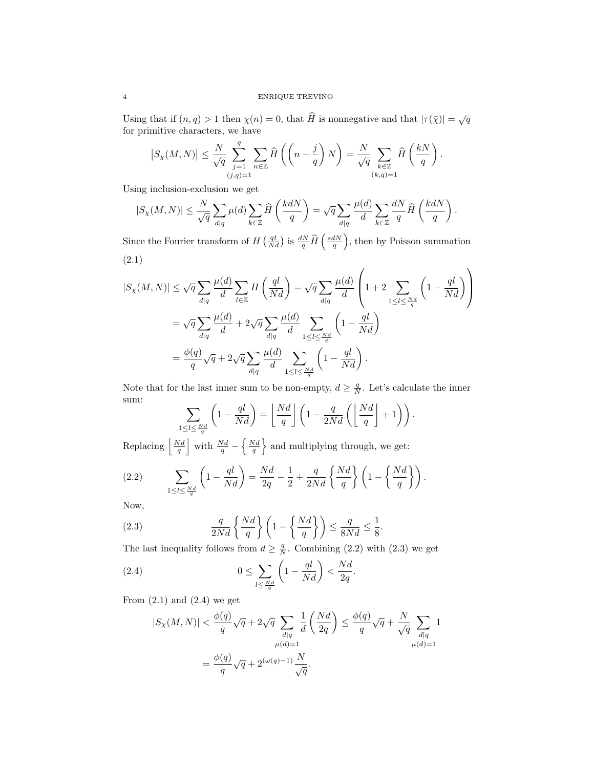Using that if $(n,q) > 1$ then $\chi(n) = 0$, that $\widehat{H}$ is nonnegative and that $|\tau(\bar{\chi})| = \sqrt{q}$ for primitive characters, we have

$$\left|S_\chi(M,N)\right| \leq \frac{N}{\sqrt{q}} \sum_{\substack{j=1 \\ (j,q)=1}}^{q} \sum_{n\in\mathbb{Z}} \widehat{H}\left(\left(n - \frac{j}{q}\right)N\right) = \frac{N}{\sqrt{q}} \sum_{\substack{k\in\mathbb{Z} \\ (k,q)=1}} \widehat{H}\left(\frac{kN}{q}\right).$$

Using inclusion-exclusion we get

$$|S_\chi(M,N)| \leq \frac{N}{\sqrt{q}} \sum_{d|q} \mu(d) \sum_{k\in\mathbb{Z}} \widehat{H}\left(\frac{kdN}{q}\right) = \sqrt{q} \sum_{d|q} \frac{\mu(d)}{d} \sum_{k\in\mathbb{Z}} \frac{dN}{q} \widehat{H}\left(\frac{kdN}{q}\right).$$

Since the Fourier transform of $H\left(\frac{qt}{Nd}\right)$ is $\frac{dN}{q}\widehat{H}\left(\frac{sdN}{q}\right)$, then by Poisson summation

(2.1)

$$\begin{aligned}
|S_\chi(M,N)| &\leq \sqrt{q} \sum_{d|q} \frac{\mu(d)}{d} \sum_{l\in\mathbb{Z}} H\left(\frac{ql}{Nd}\right) = \sqrt{q} \sum_{d|q} \frac{\mu(d)}{d} \left(1 + 2\sum_{1\leq l \leq \frac{Nd}{q}} \left(1 - \frac{ql}{Nd}\right)\right) \\
&= \sqrt{q} \sum_{d|q} \frac{\mu(d)}{d} + 2\sqrt{q} \sum_{d|q} \frac{\mu(d)}{d} \sum_{1\leq l \leq \frac{Nd}{q}} \left(1 - \frac{ql}{Nd}\right) \\
&= \frac{\phi(q)}{q}\sqrt{q} + 2\sqrt{q} \sum_{d|q} \frac{\mu(d)}{d} \sum_{1\leq l \leq \frac{Nd}{q}} \left(1 - \frac{ql}{Nd}\right).
\end{aligned}$$

Note that for the last inner sum to be non-empty, $d \geq \frac{q}{N}$. Let's calculate the inner sum:

$$\sum_{1\leq l\leq \frac{Nd}{q}} \left(1 - \frac{ql}{Nd}\right) = \left\lfloor \frac{Nd}{q} \right\rfloor \left(1 - \frac{q}{2Nd}\left(\left\lfloor \frac{Nd}{q}\right\rfloor + 1\right)\right).$$

Replacing $\left\lfloor \frac{Nd}{q} \right\rfloor$ with $\frac{Nd}{q} - \left\{\frac{Nd}{q}\right\}$ and multiplying through, we get:

$$\sum_{1\leq l\leq \frac{Nd}{q}} \left(1 - \frac{ql}{Nd}\right) = \frac{Nd}{2q} - \frac{1}{2} + \frac{q}{2Nd}\left\{\frac{Nd}{q}\right\}\left(1 - \left\{\frac{Nd}{q}\right\}\right). \tag{2.2}$$

Now,

$$\frac{q}{2Nd}\left\{\frac{Nd}{q}\right\}\left(1 - \left\{\frac{Nd}{q}\right\}\right) \leq \frac{q}{8Nd} \leq \frac{1}{8}. \tag{2.3}$$

The last inequality follows from $d \geq \frac{q}{N}$. Combining (2.2) with (2.3) we get

$$0 \leq \sum_{l\leq \frac{Nd}{q}} \left(1 - \frac{ql}{Nd}\right) < \frac{Nd}{2q}. \tag{2.4}$$

From (2.1) and (2.4) we get

$$\begin{aligned}
|S_\chi(M,N)| &< \frac{\phi(q)}{q}\sqrt{q} + 2\sqrt{q} \sum_{\substack{d|q \\ \mu(d)=1}} \frac{1}{d}\left(\frac{Nd}{2q}\right) \leq \frac{\phi(q)}{q}\sqrt{q} + \frac{N}{\sqrt{q}} \sum_{\substack{d|q \\ \mu(d)=1}} 1 \\
&= \frac{\phi(q)}{q}\sqrt{q} + 2^{(\omega(q)-1)}\frac{N}{\sqrt{q}}.
\end{aligned}$$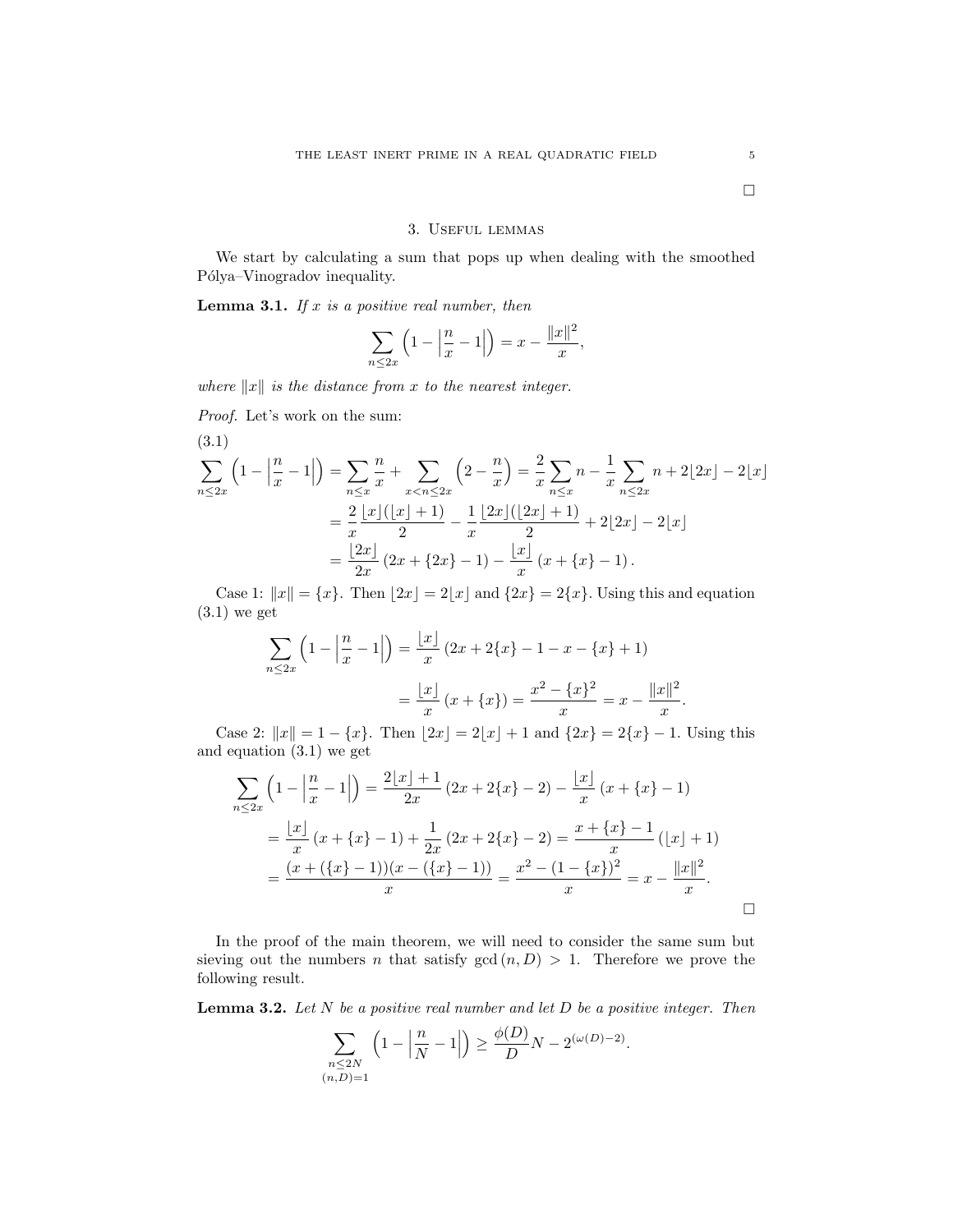□

## 3. Useful lemmas

We start by calculating a sum that pops up when dealing with the smoothed Pólya–Vinogradov inequality.

**Lemma 3.1.** *If $x$ is a positive real number, then*

$$\sum_{n\leq 2x}\left(1-\left|\frac{n}{x}-1\right|\right)=x-\frac{\|x\|^2}{x},$$

*where $\|x\|$ is the distance from $x$ to the nearest integer.*

*Proof.* Let's work on the sum:

(3.1)

$$\begin{aligned}\sum_{n\leq 2x}\left(1-\left|\frac{n}{x}-1\right|\right)&=\sum_{n\leq x}\frac{n}{x}+\sum_{x<n\leq 2x}\left(2-\frac{n}{x}\right)=\frac{2}{x}\sum_{n\leq x}n-\frac{1}{x}\sum_{n\leq 2x}n+2\lfloor 2x\rfloor-2\lfloor x\rfloor\\&=\frac{2}{x}\frac{\lfloor x\rfloor(\lfloor x\rfloor+1)}{2}-\frac{1}{x}\frac{\lfloor 2x\rfloor(\lfloor 2x\rfloor+1)}{2}+2\lfloor 2x\rfloor-2\lfloor x\rfloor\\&=\frac{\lfloor 2x\rfloor}{2x}\left(2x+\{2x\}-1\right)-\frac{\lfloor x\rfloor}{x}\left(x+\{x\}-1\right).\end{aligned}$$

Case 1: $\|x\|=\{x\}$. Then $\lfloor 2x\rfloor=2\lfloor x\rfloor$ and $\{2x\}=2\{x\}$. Using this and equation (3.1) we get

$$\begin{aligned}\sum_{n\leq 2x}\left(1-\left|\frac{n}{x}-1\right|\right)&=\frac{\lfloor x\rfloor}{x}\left(2x+2\{x\}-1-x-\{x\}+1\right)\\&=\frac{\lfloor x\rfloor}{x}\left(x+\{x\}\right)=\frac{x^2-\{x\}^2}{x}=x-\frac{\|x\|^2}{x}.\end{aligned}$$

Case 2: $\|x\|=1-\{x\}$. Then $\lfloor 2x\rfloor=2\lfloor x\rfloor+1$ and $\{2x\}=2\{x\}-1$. Using this and equation (3.1) we get

$$\begin{aligned}\sum_{n\leq 2x}\left(1-\left|\frac{n}{x}-1\right|\right)&=\frac{2\lfloor x\rfloor+1}{2x}\left(2x+2\{x\}-2\right)-\frac{\lfloor x\rfloor}{x}\left(x+\{x\}-1\right)\\&=\frac{\lfloor x\rfloor}{x}\left(x+\{x\}-1\right)+\frac{1}{2x}\left(2x+2\{x\}-2\right)=\frac{x+\{x\}-1}{x}\left(\lfloor x\rfloor+1\right)\\&=\frac{(x+(\{x\}-1))(x-(\{x\}-1))}{x}=\frac{x^2-(1-\{x\})^2}{x}=x-\frac{\|x\|^2}{x}.\end{aligned}$$

□

In the proof of the main theorem, we will need to consider the same sum but sieving out the numbers $n$ that satisfy $\gcd(n,D)>1$. Therefore we prove the following result.

**Lemma 3.2.** *Let $N$ be a positive real number and let $D$ be a positive integer. Then*

$$\sum_{\substack{n\leq 2N\\(n,D)=1}}\left(1-\left|\frac{n}{N}-1\right|\right)\geq\frac{\phi(D)}{D}N-2^{(\omega(D)-2)}.$$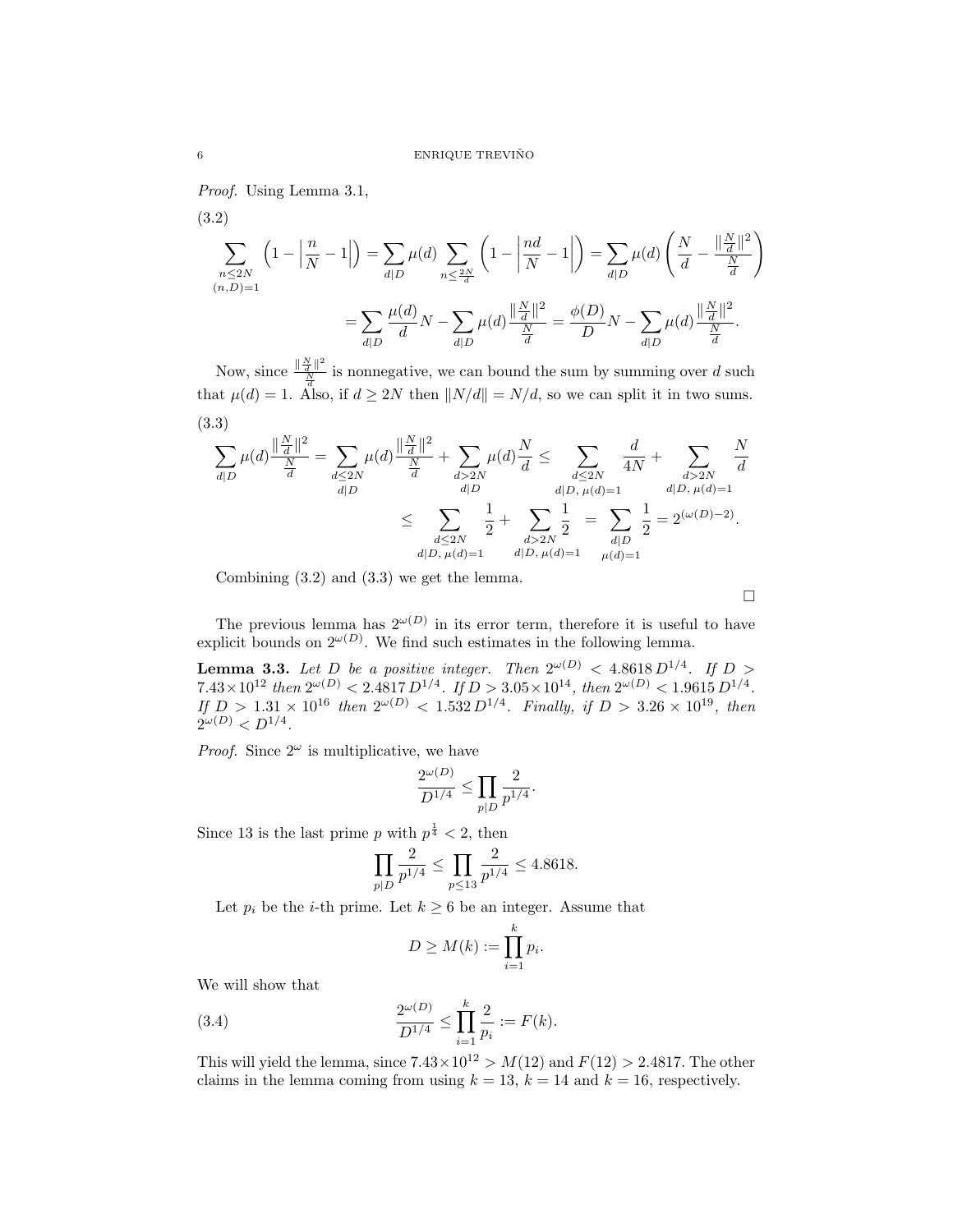*Proof.* Using Lemma 3.1,

(3.2)

$$\sum_{\substack{n \leq 2N \\ (n,D)=1}} \left(1 - \left|\frac{n}{N} - 1\right|\right) = \sum_{d|D} \mu(d) \sum_{n \leq \frac{2N}{d}} \left(1 - \left|\frac{nd}{N} - 1\right|\right) = \sum_{d|D} \mu(d) \left(\frac{N}{d} - \frac{\|\frac{N}{d}\|^2}{\frac{N}{d}}\right)$$

$$= \sum_{d|D} \frac{\mu(d)}{d} N - \sum_{d|D} \mu(d) \frac{\|\frac{N}{d}\|^2}{\frac{N}{d}} = \frac{\phi(D)}{D} N - \sum_{d|D} \mu(d) \frac{\|\frac{N}{d}\|^2}{\frac{N}{d}}.$$

Now, since $\frac{\|\frac{N}{d}\|^2}{\frac{N}{d}}$ is nonnegative, we can bound the sum by summing over $d$ such that $\mu(d) = 1$. Also, if $d \geq 2N$ then $\|N/d\| = N/d$, so we can split it in two sums.

(3.3)

$$\sum_{d|D} \mu(d) \frac{\|\frac{N}{d}\|^2}{\frac{N}{d}} = \sum_{\substack{d \leq 2N \\ d|D}} \mu(d) \frac{\|\frac{N}{d}\|^2}{\frac{N}{d}} + \sum_{\substack{d > 2N \\ d|D}} \mu(d) \frac{N}{d} \leq \sum_{\substack{d \leq 2N \\ d|D,\, \mu(d)=1}} \frac{d}{4N} + \sum_{\substack{d > 2N \\ d|D,\, \mu(d)=1}} \frac{N}{d}$$

$$\leq \sum_{\substack{d \leq 2N \\ d|D,\, \mu(d)=1}} \frac{1}{2} + \sum_{\substack{d > 2N \\ d|D,\, \mu(d)=1}} \frac{1}{2} = \sum_{\substack{d|D \\ \mu(d)=1}} \frac{1}{2} = 2^{(\omega(D)-2)}.$$

Combining (3.2) and (3.3) we get the lemma. $\square$

The previous lemma has $2^{\omega(D)}$ in its error term, therefore it is useful to have explicit bounds on $2^{\omega(D)}$. We find such estimates in the following lemma.

**Lemma 3.3.** *Let $D$ be a positive integer. Then $2^{\omega(D)} < 4.8618\, D^{1/4}$. If $D > 7.43 \times 10^{12}$ then $2^{\omega(D)} < 2.4817\, D^{1/4}$. If $D > 3.05 \times 10^{14}$, then $2^{\omega(D)} < 1.9615\, D^{1/4}$. If $D > 1.31 \times 10^{16}$ then $2^{\omega(D)} < 1.532\, D^{1/4}$. Finally, if $D > 3.26 \times 10^{19}$, then $2^{\omega(D)} < D^{1/4}$.*

*Proof.* Since $2^{\omega}$ is multiplicative, we have

$$\frac{2^{\omega(D)}}{D^{1/4}} \leq \prod_{p|D} \frac{2}{p^{1/4}}.$$

Since 13 is the last prime $p$ with $p^{\frac{1}{4}} < 2$, then

$$\prod_{p|D} \frac{2}{p^{1/4}} \leq \prod_{p \leq 13} \frac{2}{p^{1/4}} \leq 4.8618.$$

Let $p_i$ be the $i$-th prime. Let $k \geq 6$ be an integer. Assume that

$$D \geq M(k) := \prod_{i=1}^{k} p_i.$$

We will show that

$$\frac{2^{\omega(D)}}{D^{1/4}} \leq \prod_{i=1}^{k} \frac{2}{p_i} := F(k). \tag{3.4}$$

This will yield the lemma, since $7.43 \times 10^{12} > M(12)$ and $F(12) > 2.4817$. The other claims in the lemma coming from using $k = 13$, $k = 14$ and $k = 16$, respectively.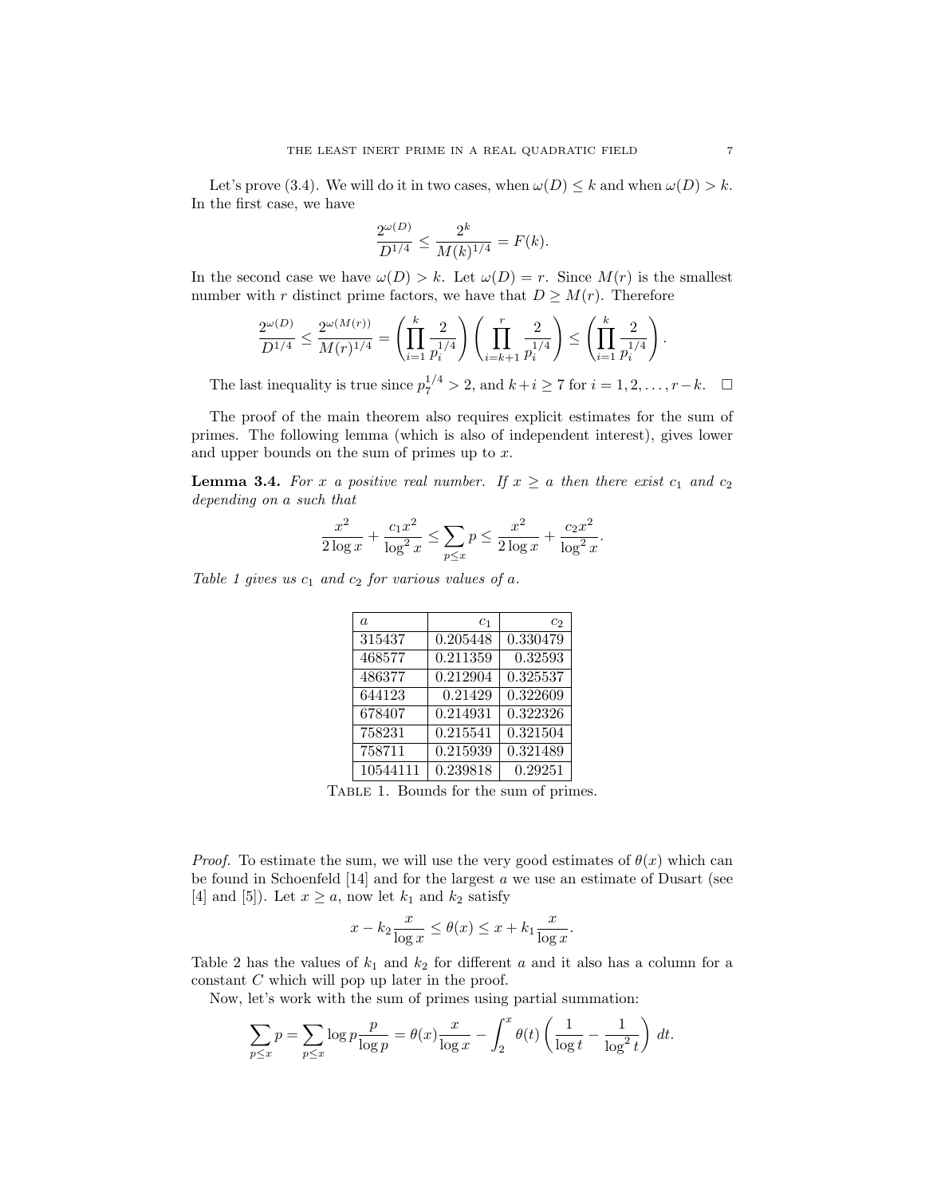Let's prove (3.4). We will do it in two cases, when $\omega(D) \leq k$ and when $\omega(D) > k$. In the first case, we have

$$\frac{2^{\omega(D)}}{D^{1/4}} \leq \frac{2^k}{M(k)^{1/4}} = F(k).$$

In the second case we have $\omega(D) > k$. Let $\omega(D) = r$. Since $M(r)$ is the smallest number with $r$ distinct prime factors, we have that $D \geq M(r)$. Therefore

$$\frac{2^{\omega(D)}}{D^{1/4}} \leq \frac{2^{\omega(M(r))}}{M(r)^{1/4}} = \left(\prod_{i=1}^{k} \frac{2}{p_i^{1/4}}\right)\left(\prod_{i=k+1}^{r} \frac{2}{p_i^{1/4}}\right) \leq \left(\prod_{i=1}^{k} \frac{2}{p_i^{1/4}}\right).$$

The last inequality is true since $p_7^{1/4} > 2$, and $k+i \geq 7$ for $i = 1, 2, \ldots, r-k$. $\square$

The proof of the main theorem also requires explicit estimates for the sum of primes. The following lemma (which is also of independent interest), gives lower and upper bounds on the sum of primes up to $x$.

**Lemma 3.4.** *For $x$ a positive real number. If $x \geq a$ then there exist $c_1$ and $c_2$ depending on $a$ such that*

$$\frac{x^2}{2\log x} + \frac{c_1 x^2}{\log^2 x} \leq \sum_{p \leq x} p \leq \frac{x^2}{2\log x} + \frac{c_2 x^2}{\log^2 x}.$$

*Table 1 gives us $c_1$ and $c_2$ for various values of $a$.*

| $a$ | $c_1$ | $c_2$ |
|---|---|---|
| 315437 | 0.205448 | 0.330479 |
| 468577 | 0.211359 | 0.32593 |
| 486377 | 0.212904 | 0.325537 |
| 644123 | 0.21429 | 0.322609 |
| 678407 | 0.214931 | 0.322326 |
| 758231 | 0.215541 | 0.321504 |
| 758711 | 0.215939 | 0.321489 |
| 10544111 | 0.239818 | 0.29251 |

Table 1. Bounds for the sum of primes.

*Proof.* To estimate the sum, we will use the very good estimates of $\theta(x)$ which can be found in Schoenfeld [14] and for the largest $a$ we use an estimate of Dusart (see [4] and [5]). Let $x \geq a$, now let $k_1$ and $k_2$ satisfy

$$x - k_2 \frac{x}{\log x} \leq \theta(x) \leq x + k_1 \frac{x}{\log x}.$$

Table 2 has the values of $k_1$ and $k_2$ for different $a$ and it also has a column for a constant $C$ which will pop up later in the proof.

Now, let's work with the sum of primes using partial summation:

$$\sum_{p \leq x} p = \sum_{p \leq x} \log p \frac{p}{\log p} = \theta(x) \frac{x}{\log x} - \int_2^x \theta(t) \left(\frac{1}{\log t} - \frac{1}{\log^2 t}\right) dt.$$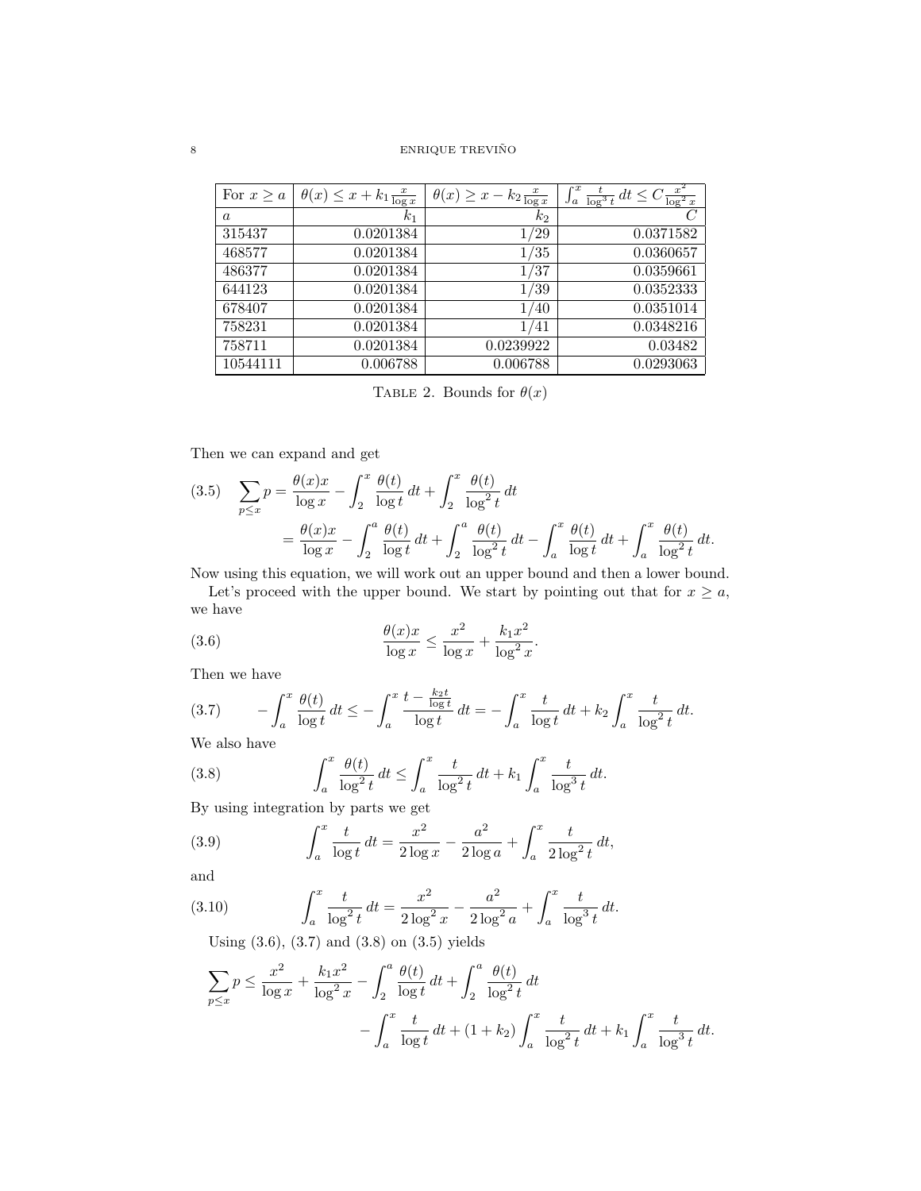| For $x \geq a$ | $\theta(x) \leq x + k_1 \frac{x}{\log x}$ | $\theta(x) \geq x - k_2 \frac{x}{\log x}$ | $\int_a^x \frac{t}{\log^3 t}\, dt \leq C \frac{x^2}{\log^2 x}$ |
|---|---|---|---|
| $a$ | $k_1$ | $k_2$ | $C$ |
| 315437 | 0.0201384 | 1/29 | 0.0371582 |
| 468577 | 0.0201384 | 1/35 | 0.0360657 |
| 486377 | 0.0201384 | 1/37 | 0.0359661 |
| 644123 | 0.0201384 | 1/39 | 0.0352333 |
| 678407 | 0.0201384 | 1/40 | 0.0351014 |
| 758231 | 0.0201384 | 1/41 | 0.0348216 |
| 758711 | 0.0201384 | 0.0239922 | 0.03482 |
| 10544111 | 0.006788 | 0.006788 | 0.0293063 |

TABLE 2. Bounds for $\theta(x)$

Then we can expand and get

$$\sum_{p \leq x} p = \frac{\theta(x)x}{\log x} - \int_2^x \frac{\theta(t)}{\log t}\, dt + \int_2^x \frac{\theta(t)}{\log^2 t}\, dt \tag{3.5}$$
$$= \frac{\theta(x)x}{\log x} - \int_2^a \frac{\theta(t)}{\log t}\, dt + \int_2^a \frac{\theta(t)}{\log^2 t}\, dt - \int_a^x \frac{\theta(t)}{\log t}\, dt + \int_a^x \frac{\theta(t)}{\log^2 t}\, dt.$$

Now using this equation, we will work out an upper bound and then a lower bound.

Let's proceed with the upper bound. We start by pointing out that for $x \geq a$, we have

$$\frac{\theta(x)x}{\log x} \leq \frac{x^2}{\log x} + \frac{k_1 x^2}{\log^2 x}. \tag{3.6}$$

Then we have

$$-\int_a^x \frac{\theta(t)}{\log t}\, dt \leq -\int_a^x \frac{t - \frac{k_2 t}{\log t}}{\log t}\, dt = -\int_a^x \frac{t}{\log t}\, dt + k_2 \int_a^x \frac{t}{\log^2 t}\, dt. \tag{3.7}$$

We also have

$$\int_a^x \frac{\theta(t)}{\log^2 t}\, dt \leq \int_a^x \frac{t}{\log^2 t}\, dt + k_1 \int_a^x \frac{t}{\log^3 t}\, dt. \tag{3.8}$$

By using integration by parts we get

$$\int_a^x \frac{t}{\log t}\, dt = \frac{x^2}{2\log x} - \frac{a^2}{2\log a} + \int_a^x \frac{t}{2\log^2 t}\, dt, \tag{3.9}$$

and

$$\int_a^x \frac{t}{\log^2 t}\, dt = \frac{x^2}{2\log^2 x} - \frac{a^2}{2\log^2 a} + \int_a^x \frac{t}{\log^3 t}\, dt. \tag{3.10}$$

Using (3.6), (3.7) and (3.8) on (3.5) yields

$$\sum_{p \leq x} p \leq \frac{x^2}{\log x} + \frac{k_1 x^2}{\log^2 x} - \int_2^a \frac{\theta(t)}{\log t}\, dt + \int_2^a \frac{\theta(t)}{\log^2 t}\, dt$$
$$- \int_a^x \frac{t}{\log t}\, dt + (1 + k_2) \int_a^x \frac{t}{\log^2 t}\, dt + k_1 \int_a^x \frac{t}{\log^3 t}\, dt.$$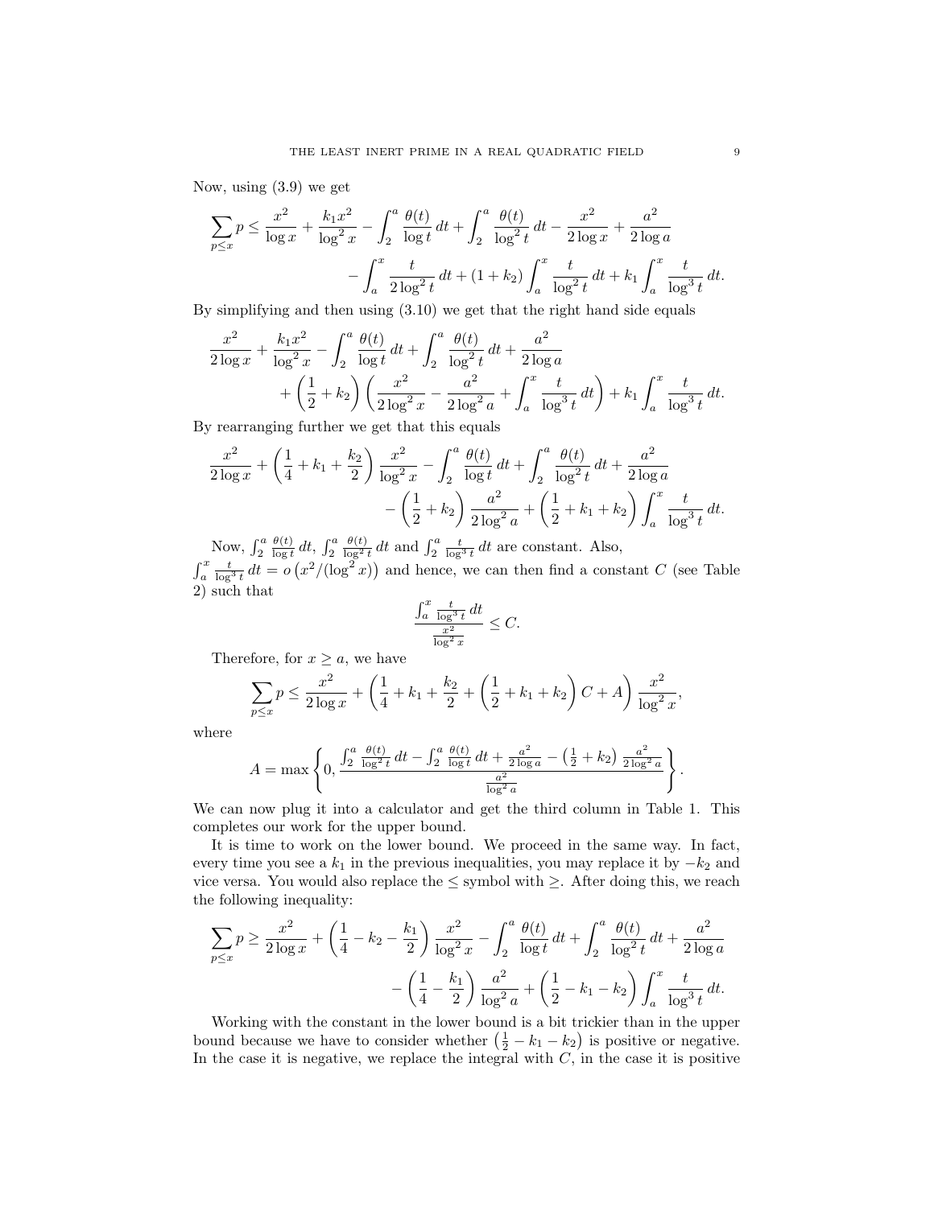Now, using (3.9) we get

$$\sum_{p\le x} p \le \frac{x^2}{\log x} + \frac{k_1 x^2}{\log^2 x} - \int_2^a \frac{\theta(t)}{\log t}\,dt + \int_2^a \frac{\theta(t)}{\log^2 t}\,dt - \frac{x^2}{2\log x} + \frac{a^2}{2\log a}$$
$$- \int_a^x \frac{t}{2\log^2 t}\,dt + (1+k_2)\int_a^x \frac{t}{\log^2 t}\,dt + k_1 \int_a^x \frac{t}{\log^3 t}\,dt.$$

By simplifying and then using (3.10) we get that the right hand side equals

$$\frac{x^2}{2\log x} + \frac{k_1 x^2}{\log^2 x} - \int_2^a \frac{\theta(t)}{\log t}\,dt + \int_2^a \frac{\theta(t)}{\log^2 t}\,dt + \frac{a^2}{2\log a}$$
$$+ \left(\frac{1}{2}+k_2\right)\left(\frac{x^2}{2\log^2 x} - \frac{a^2}{2\log^2 a} + \int_a^x \frac{t}{\log^3 t}\,dt\right) + k_1 \int_a^x \frac{t}{\log^3 t}\,dt.$$

By rearranging further we get that this equals

$$\frac{x^2}{2\log x} + \left(\frac{1}{4} + k_1 + \frac{k_2}{2}\right)\frac{x^2}{\log^2 x} - \int_2^a \frac{\theta(t)}{\log t}\,dt + \int_2^a \frac{\theta(t)}{\log^2 t}\,dt + \frac{a^2}{2\log a}$$
$$- \left(\frac{1}{2}+k_2\right)\frac{a^2}{2\log^2 a} + \left(\frac{1}{2}+k_1+k_2\right)\int_a^x \frac{t}{\log^3 t}\,dt.$$

Now, $\int_2^a \frac{\theta(t)}{\log t}\,dt$, $\int_2^a \frac{\theta(t)}{\log^2 t}\,dt$ and $\int_2^a \frac{t}{\log^3 t}\,dt$ are constant. Also, $\int_a^x \frac{t}{\log^3 t}\,dt = o\left(x^2/(\log^2 x)\right)$ and hence, we can then find a constant $C$ (see Table 2) such that

$$\frac{\int_a^x \frac{t}{\log^3 t}\,dt}{\frac{x^2}{\log^2 x}} \le C.$$

Therefore, for $x \ge a$, we have

$$\sum_{p\le x} p \le \frac{x^2}{2\log x} + \left(\frac{1}{4} + k_1 + \frac{k_2}{2} + \left(\frac{1}{2}+k_1+k_2\right)C + A\right)\frac{x^2}{\log^2 x},$$

where

$$A = \max\left\{0, \frac{\int_2^a \frac{\theta(t)}{\log^2 t}\,dt - \int_2^a \frac{\theta(t)}{\log t}\,dt + \frac{a^2}{2\log a} - \left(\frac{1}{2}+k_2\right)\frac{a^2}{2\log^2 a}}{\frac{a^2}{\log^2 a}}\right\}.$$

We can now plug it into a calculator and get the third column in Table 1. This completes our work for the upper bound.

It is time to work on the lower bound. We proceed in the same way. In fact, every time you see a $k_1$ in the previous inequalities, you may replace it by $-k_2$ and vice versa. You would also replace the $\le$ symbol with $\ge$. After doing this, we reach the following inequality:

$$\sum_{p\le x} p \ge \frac{x^2}{2\log x} + \left(\frac{1}{4} - k_2 - \frac{k_1}{2}\right)\frac{x^2}{\log^2 x} - \int_2^a \frac{\theta(t)}{\log t}\,dt + \int_2^a \frac{\theta(t)}{\log^2 t}\,dt + \frac{a^2}{2\log a}$$
$$- \left(\frac{1}{4} - \frac{k_1}{2}\right)\frac{a^2}{\log^2 a} + \left(\frac{1}{2} - k_1 - k_2\right)\int_a^x \frac{t}{\log^3 t}\,dt.$$

Working with the constant in the lower bound is a bit trickier than in the upper bound because we have to consider whether $\left(\frac{1}{2} - k_1 - k_2\right)$ is positive or negative. In the case it is negative, we replace the integral with $C$, in the case it is positive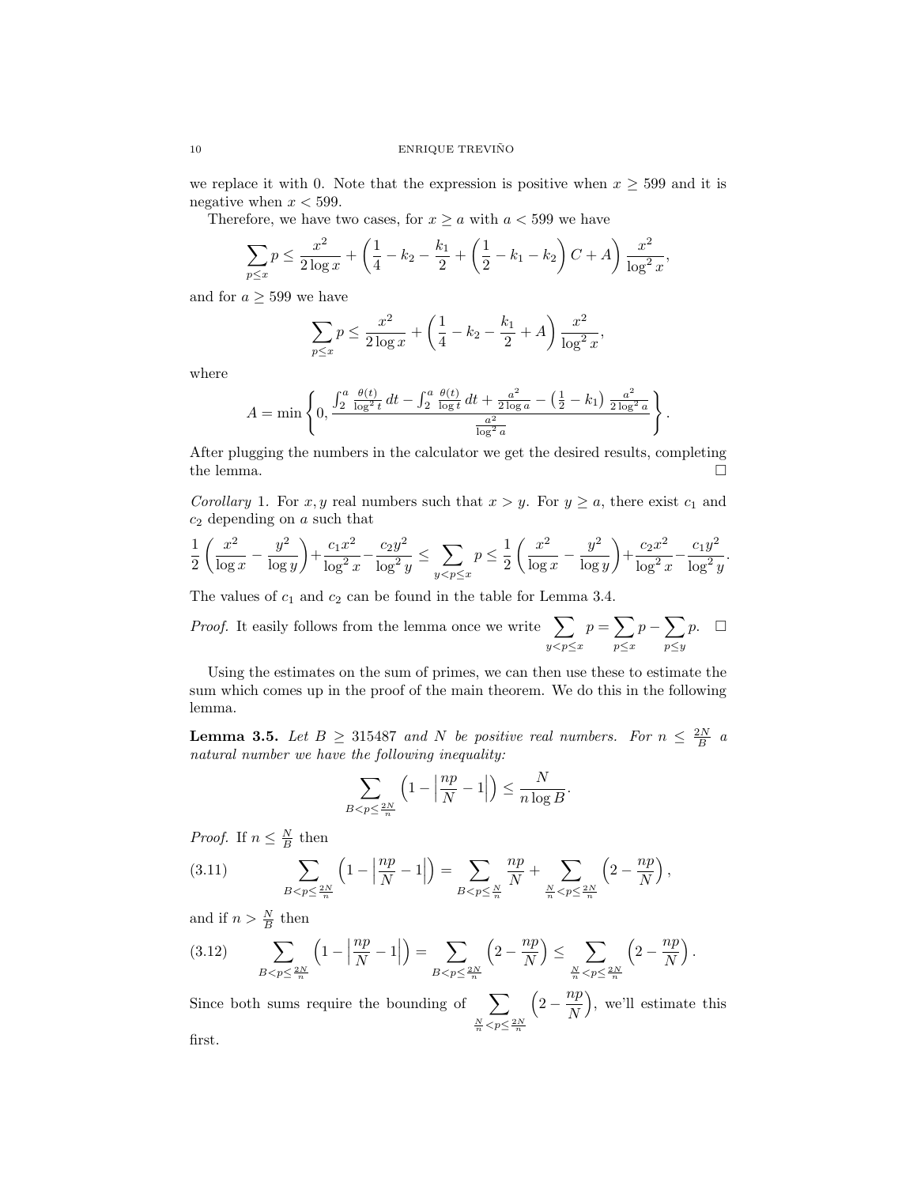we replace it with 0. Note that the expression is positive when $x \geq 599$ and it is negative when $x < 599$.

Therefore, we have two cases, for $x \geq a$ with $a < 599$ we have

$$\sum_{p \leq x} p \leq \frac{x^2}{2\log x} + \left(\frac{1}{4} - k_2 - \frac{k_1}{2} + \left(\frac{1}{2} - k_1 - k_2\right) C + A\right) \frac{x^2}{\log^2 x},$$

and for $a \geq 599$ we have

$$\sum_{p \leq x} p \leq \frac{x^2}{2\log x} + \left(\frac{1}{4} - k_2 - \frac{k_1}{2} + A\right) \frac{x^2}{\log^2 x},$$

where

$$A = \min\left\{0, \frac{\int_2^a \frac{\theta(t)}{\log^2 t}\,dt - \int_2^a \frac{\theta(t)}{\log t}\,dt + \frac{a^2}{2\log a} - \left(\frac{1}{2} - k_1\right)\frac{a^2}{2\log^2 a}}{\frac{a^2}{\log^2 a}}\right\}.$$

After plugging the numbers in the calculator we get the desired results, completing the lemma. □

*Corollary* 1. For $x, y$ real numbers such that $x > y$. For $y \geq a$, there exist $c_1$ and $c_2$ depending on $a$ such that

$$\frac{1}{2}\left(\frac{x^2}{\log x} - \frac{y^2}{\log y}\right) + \frac{c_1 x^2}{\log^2 x} - \frac{c_2 y^2}{\log^2 y} \leq \sum_{y < p \leq x} p \leq \frac{1}{2}\left(\frac{x^2}{\log x} - \frac{y^2}{\log y}\right) + \frac{c_2 x^2}{\log^2 x} - \frac{c_1 y^2}{\log^2 y}.$$

The values of $c_1$ and $c_2$ can be found in the table for Lemma 3.4.

*Proof.* It easily follows from the lemma once we write $\displaystyle\sum_{y<p\leq x} p = \sum_{p \leq x} p - \sum_{p \leq y} p$. □

Using the estimates on the sum of primes, we can then use these to estimate the sum which comes up in the proof of the main theorem. We do this in the following lemma.

**Lemma 3.5.** *Let $B \geq 315487$ and $N$ be positive real numbers. For $n \leq \frac{2N}{B}$ a natural number we have the following inequality:*

$$\sum_{B < p \leq \frac{2N}{n}} \left(1 - \left|\frac{np}{N} - 1\right|\right) \leq \frac{N}{n \log B}.$$

*Proof.* If $n \leq \frac{N}{B}$ then

$$\sum_{B < p \leq \frac{2N}{n}} \left(1 - \left|\frac{np}{N} - 1\right|\right) = \sum_{B < p \leq \frac{N}{n}} \frac{np}{N} + \sum_{\frac{N}{n} < p \leq \frac{2N}{n}} \left(2 - \frac{np}{N}\right), \tag{3.11}$$

and if $n > \frac{N}{B}$ then

$$\sum_{B < p \leq \frac{2N}{n}} \left(1 - \left|\frac{np}{N} - 1\right|\right) = \sum_{B < p \leq \frac{2N}{n}} \left(2 - \frac{np}{N}\right) \leq \sum_{\frac{N}{n} < p \leq \frac{2N}{n}} \left(2 - \frac{np}{N}\right). \tag{3.12}$$

Since both sums require the bounding of $\displaystyle\sum_{\frac{N}{n} < p \leq \frac{2N}{n}} \left(2 - \frac{np}{N}\right)$, we'll estimate this first.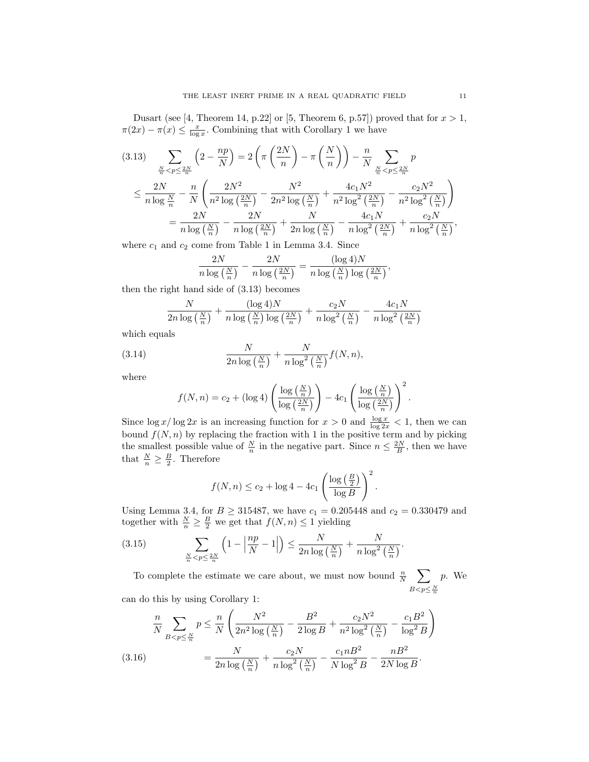Dusart (see [4, Theorem 14, p.22] or [5, Theorem 6, p.57]) proved that for $x > 1$, $\pi(2x) - \pi(x) \le \frac{x}{\log x}$. Combining that with Corollary 1 we have

$$
\begin{aligned}
\text{(3.13)} \quad \sum_{\frac{N}{n} < p \le \frac{2N}{n}} \left(2 - \frac{np}{N}\right) &= 2\left(\pi\left(\frac{2N}{n}\right) - \pi\left(\frac{N}{n}\right)\right) - \frac{n}{N} \sum_{\frac{N}{n} < p \le \frac{2N}{n}} p \\
&\le \frac{2N}{n \log \frac{N}{n}} - \frac{n}{N}\left(\frac{2N^2}{n^2 \log\left(\frac{2N}{n}\right)} - \frac{N^2}{2n^2 \log\left(\frac{N}{n}\right)} + \frac{4c_1 N^2}{n^2 \log^2\left(\frac{2N}{n}\right)} - \frac{c_2 N^2}{n^2 \log^2\left(\frac{N}{n}\right)}\right) \\
&= \frac{2N}{n \log\left(\frac{N}{n}\right)} - \frac{2N}{n \log\left(\frac{2N}{n}\right)} + \frac{N}{2n \log\left(\frac{N}{n}\right)} - \frac{4c_1 N}{n \log^2\left(\frac{2N}{n}\right)} + \frac{c_2 N}{n \log^2\left(\frac{N}{n}\right)},
\end{aligned}
$$

where $c_1$ and $c_2$ come from Table 1 in Lemma 3.4. Since

$$
\frac{2N}{n \log\left(\frac{N}{n}\right)} - \frac{2N}{n \log\left(\frac{2N}{n}\right)} = \frac{(\log 4)N}{n \log\left(\frac{N}{n}\right) \log\left(\frac{2N}{n}\right)},
$$

then the right hand side of (3.13) becomes

$$
\frac{N}{2n \log\left(\frac{N}{n}\right)} + \frac{(\log 4)N}{n \log\left(\frac{N}{n}\right) \log\left(\frac{2N}{n}\right)} + \frac{c_2 N}{n \log^2\left(\frac{N}{n}\right)} - \frac{4c_1 N}{n \log^2\left(\frac{2N}{n}\right)}
$$

which equals

$$
\frac{N}{2n \log\left(\frac{N}{n}\right)} + \frac{N}{n \log^2\left(\frac{N}{n}\right)} f(N, n), \tag{3.14}
$$

where

$$
f(N, n) = c_2 + (\log 4)\left(\frac{\log\left(\frac{N}{n}\right)}{\log\left(\frac{2N}{n}\right)}\right) - 4c_1 \left(\frac{\log\left(\frac{N}{n}\right)}{\log\left(\frac{2N}{n}\right)}\right)^2.
$$

Since $\log x / \log 2x$ is an increasing function for $x > 0$ and $\frac{\log x}{\log 2x} < 1$, then we can bound $f(N, n)$ by replacing the fraction with 1 in the positive term and by picking the smallest possible value of $\frac{N}{n}$ in the negative part. Since $n \le \frac{2N}{B}$, then we have that $\frac{N}{n} \ge \frac{B}{2}$. Therefore

$$
f(N, n) \le c_2 + \log 4 - 4c_1 \left(\frac{\log\left(\frac{B}{2}\right)}{\log B}\right)^2.
$$

Using Lemma 3.4, for $B \ge 315487$, we have $c_1 = 0.205448$ and $c_2 = 0.330479$ and together with $\frac{N}{n} \ge \frac{B}{2}$ we get that $f(N, n) \le 1$ yielding

$$
\sum_{\frac{N}{n} < p \le \frac{2N}{n}} \left(1 - \left|\frac{np}{N} - 1\right|\right) \le \frac{N}{2n \log\left(\frac{N}{n}\right)} + \frac{N}{n \log^2\left(\frac{N}{n}\right)}. \tag{3.15}
$$

To complete the estimate we care about, we must now bound $\frac{n}{N} \sum_{B < p \le \frac{N}{n}} p$. We can do this by using Corollary 1:

$$
\begin{aligned}
\frac{n}{N} \sum_{B < p \le \frac{N}{n}} p &\le \frac{n}{N}\left(\frac{N^2}{2n^2 \log\left(\frac{N}{n}\right)} - \frac{B^2}{2 \log B} + \frac{c_2 N^2}{n^2 \log^2\left(\frac{N}{n}\right)} - \frac{c_1 B^2}{\log^2 B}\right) \\
\text{(3.16)} \quad &= \frac{N}{2n \log\left(\frac{N}{n}\right)} + \frac{c_2 N}{n \log^2\left(\frac{N}{n}\right)} - \frac{c_1 n B^2}{N \log^2 B} - \frac{nB^2}{2N \log B}.
\end{aligned}
$$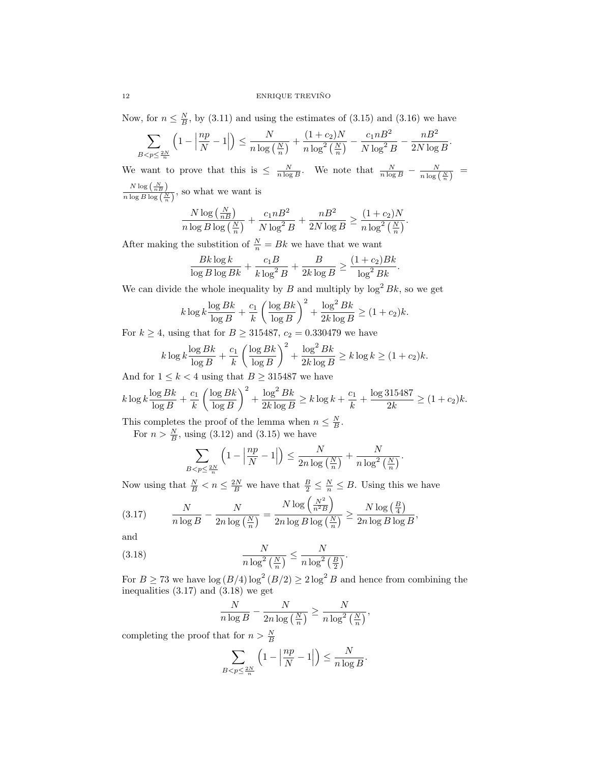Now, for $n \leq \frac{N}{B}$, by (3.11) and using the estimates of (3.15) and (3.16) we have

$$\sum_{B<p\leq \frac{2N}{n}} \left(1 - \left|\frac{np}{N} - 1\right|\right) \leq \frac{N}{n\log\left(\frac{N}{n}\right)} + \frac{(1+c_2)N}{n\log^2\left(\frac{N}{n}\right)} - \frac{c_1 n B^2}{N\log^2 B} - \frac{nB^2}{2N\log B}.$$

We want to prove that this is $\leq \frac{N}{n\log B}$. We note that $\frac{N}{n\log B} - \frac{N}{n\log\left(\frac{N}{n}\right)} = \frac{N\log\left(\frac{N}{nB}\right)}{n\log B\log\left(\frac{N}{n}\right)}$, so what we want is

$$\frac{N\log\left(\frac{N}{nB}\right)}{n\log B\log\left(\frac{N}{n}\right)} + \frac{c_1 nB^2}{N\log^2 B} + \frac{nB^2}{2N\log B} \geq \frac{(1+c_2)N}{n\log^2\left(\frac{N}{n}\right)}.$$

After making the substition of $\frac{N}{n} = Bk$ we have that we want

$$\frac{Bk\log k}{\log B\log Bk} + \frac{c_1 B}{k\log^2 B} + \frac{B}{2k\log B} \geq \frac{(1+c_2)Bk}{\log^2 Bk}.$$

We can divide the whole inequality by $B$ and multiply by $\log^2 Bk$, so we get

$$k\log k\frac{\log Bk}{\log B} + \frac{c_1}{k}\left(\frac{\log Bk}{\log B}\right)^2 + \frac{\log^2 Bk}{2k\log B} \geq (1+c_2)k.$$

For $k \geq 4$, using that for $B \geq 315487$, $c_2 = 0.330479$ we have

$$k\log k\frac{\log Bk}{\log B} + \frac{c_1}{k}\left(\frac{\log Bk}{\log B}\right)^2 + \frac{\log^2 Bk}{2k\log B} \geq k\log k \geq (1+c_2)k.$$

And for $1 \leq k < 4$ using that $B \geq 315487$ we have

$$k\log k\frac{\log Bk}{\log B} + \frac{c_1}{k}\left(\frac{\log Bk}{\log B}\right)^2 + \frac{\log^2 Bk}{2k\log B} \geq k\log k + \frac{c_1}{k} + \frac{\log 315487}{2k} \geq (1+c_2)k.$$

This completes the proof of the lemma when $n \leq \frac{N}{B}$.

For $n > \frac{N}{B}$, using (3.12) and (3.15) we have

$$\sum_{B<p\leq \frac{2N}{n}} \left(1 - \left|\frac{np}{N} - 1\right|\right) \leq \frac{N}{2n\log\left(\frac{N}{n}\right)} + \frac{N}{n\log^2\left(\frac{N}{n}\right)}.$$

Now using that $\frac{N}{B} < n \leq \frac{2N}{B}$ we have that $\frac{B}{2} \leq \frac{N}{n} \leq B$. Using this we have

$$\frac{N}{n\log B} - \frac{N}{2n\log\left(\frac{N}{n}\right)} = \frac{N\log\left(\frac{N^2}{n^2 B}\right)}{2n\log B\log\left(\frac{N}{n}\right)} \geq \frac{N\log\left(\frac{B}{4}\right)}{2n\log B\log B}, \tag{3.17}$$

and

$$\frac{N}{n\log^2\left(\frac{N}{n}\right)} \leq \frac{N}{n\log^2\left(\frac{B}{2}\right)}. \tag{3.18}$$

For $B \geq 73$ we have $\log(B/4)\log^2(B/2) \geq 2\log^2 B$ and hence from combining the inequalities (3.17) and (3.18) we get

$$\frac{N}{n\log B} - \frac{N}{2n\log\left(\frac{N}{n}\right)} \geq \frac{N}{n\log^2\left(\frac{N}{n}\right)},$$

completing the proof that for $n > \frac{N}{B}$

$$\sum_{B<p\leq \frac{2N}{n}} \left(1 - \left|\frac{np}{N} - 1\right|\right) \leq \frac{N}{n\log B}.$$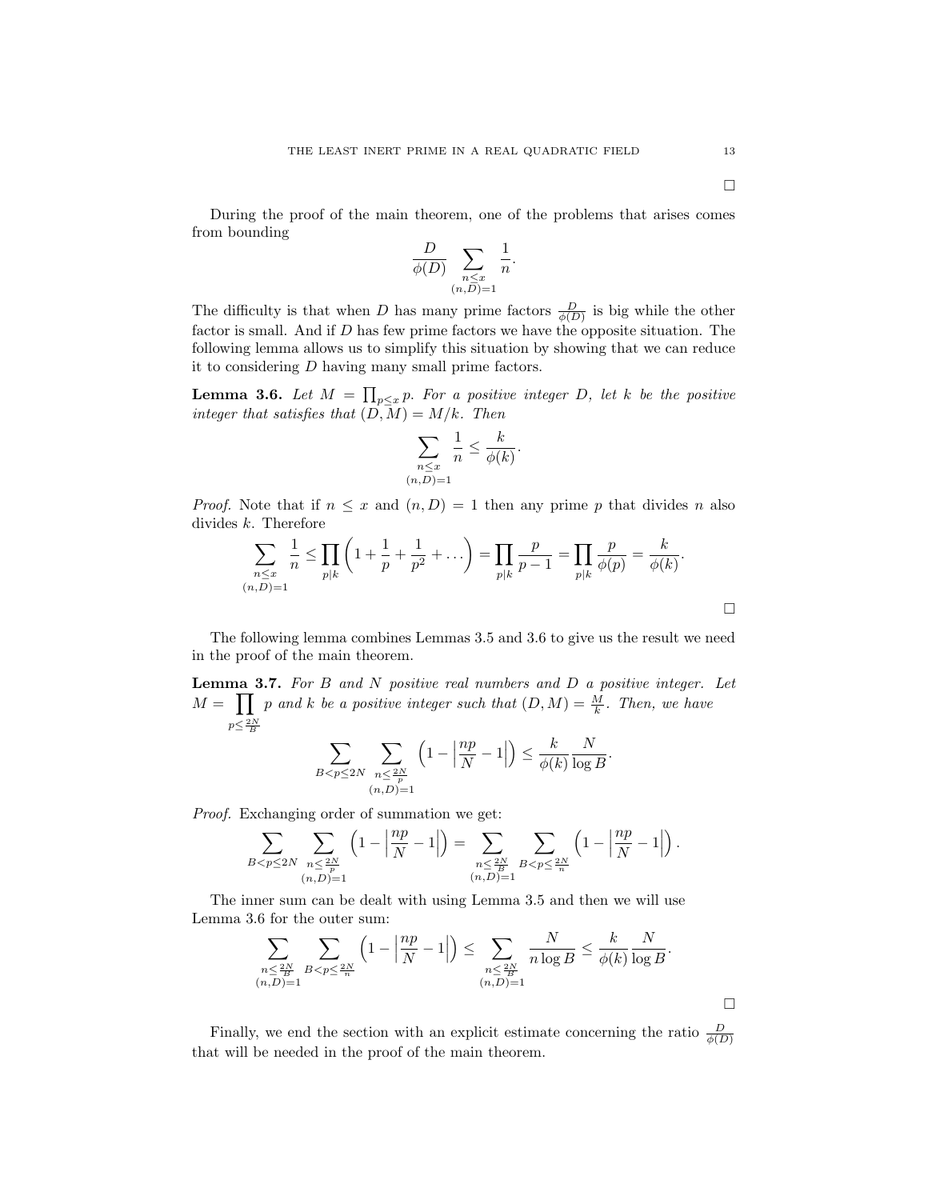□

During the proof of the main theorem, one of the problems that arises comes from bounding

$$\frac{D}{\phi(D)} \sum_{\substack{n \le x \\ (n,D)=1}} \frac{1}{n}.$$

The difficulty is that when $D$ has many prime factors $\frac{D}{\phi(D)}$ is big while the other factor is small. And if $D$ has few prime factors we have the opposite situation. The following lemma allows us to simplify this situation by showing that we can reduce it to considering $D$ having many small prime factors.

**Lemma 3.6.** *Let $M = \prod_{p \le x} p$. For a positive integer $D$, let $k$ be the positive integer that satisfies that $(D, M) = M/k$. Then*

$$\sum_{\substack{n \le x \\ (n,D)=1}} \frac{1}{n} \le \frac{k}{\phi(k)}.$$

*Proof.* Note that if $n \le x$ and $(n, D) = 1$ then any prime $p$ that divides $n$ also divides $k$. Therefore

$$\sum_{\substack{n \le x \\ (n,D)=1}} \frac{1}{n} \le \prod_{p|k} \left(1 + \frac{1}{p} + \frac{1}{p^2} + \dots\right) = \prod_{p|k} \frac{p}{p-1} = \prod_{p|k} \frac{p}{\phi(p)} = \frac{k}{\phi(k)}.$$

□

The following lemma combines Lemmas 3.5 and 3.6 to give us the result we need in the proof of the main theorem.

**Lemma 3.7.** *For $B$ and $N$ positive real numbers and $D$ a positive integer. Let $M = \prod_{p \le \frac{2N}{B}} p$ and $k$ be a positive integer such that $(D, M) = \frac{M}{k}$. Then, we have*

$$\sum_{B < p \le 2N} \sum_{\substack{n \le \frac{2N}{p} \\ (n,D)=1}} \left(1 - \left|\frac{np}{N} - 1\right|\right) \le \frac{k}{\phi(k)} \frac{N}{\log B}.$$

*Proof.* Exchanging order of summation we get:

$$\sum_{B < p \le 2N} \sum_{\substack{n \le \frac{2N}{p} \\ (n,D)=1}} \left(1 - \left|\frac{np}{N} - 1\right|\right) = \sum_{\substack{n \le \frac{2N}{B} \\ (n,D)=1}} \sum_{B < p \le \frac{2N}{n}} \left(1 - \left|\frac{np}{N} - 1\right|\right).$$

The inner sum can be dealt with using Lemma 3.5 and then we will use Lemma 3.6 for the outer sum:

$$\sum_{\substack{n \le \frac{2N}{B} \\ (n,D)=1}} \sum_{B < p \le \frac{2N}{n}} \left(1 - \left|\frac{np}{N} - 1\right|\right) \le \sum_{\substack{n \le \frac{2N}{B} \\ (n,D)=1}} \frac{N}{n \log B} \le \frac{k}{\phi(k)} \frac{N}{\log B}.$$

□

Finally, we end the section with an explicit estimate concerning the ratio $\frac{D}{\phi(D)}$ that will be needed in the proof of the main theorem.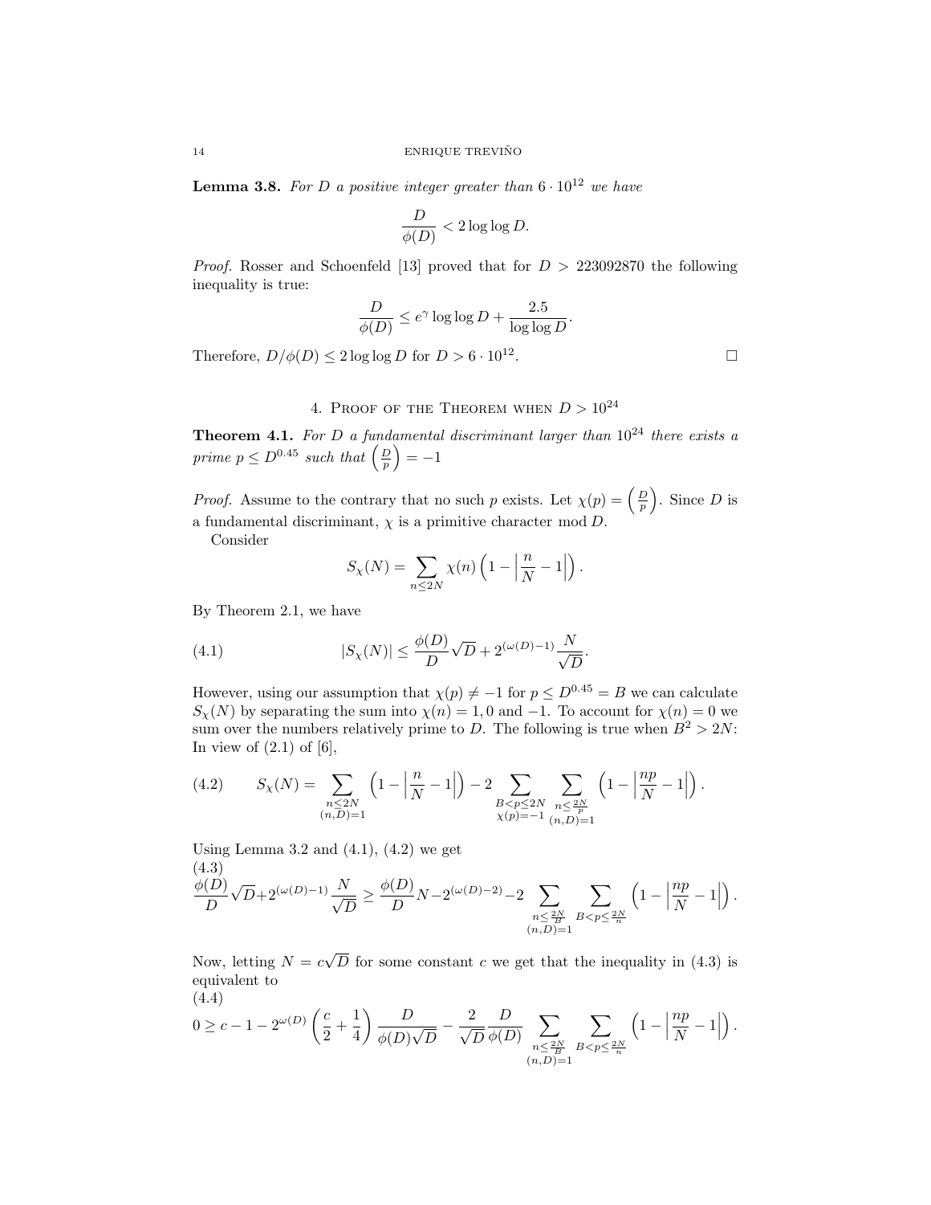**Lemma 3.8.** *For $D$ a positive integer greater than $6 \cdot 10^{12}$ we have*

$$\frac{D}{\phi(D)} < 2 \log \log D.$$

*Proof.* Rosser and Schoenfeld [13] proved that for $D > 223092870$ the following inequality is true:

$$\frac{D}{\phi(D)} \leq e^{\gamma} \log \log D + \frac{2.5}{\log \log D}.$$

Therefore, $D/\phi(D) \leq 2 \log \log D$ for $D > 6 \cdot 10^{12}$. $\square$

## 4. Proof of the Theorem when $D > 10^{24}$

**Theorem 4.1.** *For $D$ a fundamental discriminant larger than $10^{24}$ there exists a prime $p \leq D^{0.45}$ such that $\left(\frac{D}{p}\right) = -1$*

*Proof.* Assume to the contrary that no such $p$ exists. Let $\chi(p) = \left(\frac{D}{p}\right)$. Since $D$ is a fundamental discriminant, $\chi$ is a primitive character mod $D$.

Consider

$$S_\chi(N) = \sum_{n \leq 2N} \chi(n) \left(1 - \left|\frac{n}{N} - 1\right|\right).$$

By Theorem 2.1, we have

$$|S_\chi(N)| \leq \frac{\phi(D)}{D}\sqrt{D} + 2^{(\omega(D)-1)} \frac{N}{\sqrt{D}}. \tag{4.1}$$

However, using our assumption that $\chi(p) \neq -1$ for $p \leq D^{0.45} = B$ we can calculate $S_\chi(N)$ by separating the sum into $\chi(n) = 1, 0$ and $-1$. To account for $\chi(n) = 0$ we sum over the numbers relatively prime to $D$. The following is true when $B^2 > 2N$: In view of (2.1) of [6],

$$S_\chi(N) = \sum_{\substack{n \leq 2N \\ (n,D)=1}} \left(1 - \left|\frac{n}{N} - 1\right|\right) - 2 \sum_{\substack{B < p \leq 2N \\ \chi(p) = -1}} \sum_{\substack{n \leq \frac{2N}{p} \\ (n,D)=1}} \left(1 - \left|\frac{np}{N} - 1\right|\right). \tag{4.2}$$

Using Lemma 3.2 and (4.1), (4.2) we get

$$\frac{\phi(D)}{D}\sqrt{D} + 2^{(\omega(D)-1)} \frac{N}{\sqrt{D}} \geq \frac{\phi(D)}{D} N - 2^{(\omega(D)-2)} - 2 \sum_{\substack{n \leq \frac{2N}{B} \\ (n,D)=1}} \sum_{B < p \leq \frac{2N}{n}} \left(1 - \left|\frac{np}{N} - 1\right|\right). \tag{4.3}$$

Now, letting $N = c\sqrt{D}$ for some constant $c$ we get that the inequality in (4.3) is equivalent to

$$0 \geq c - 1 - 2^{\omega(D)} \left(\frac{c}{2} + \frac{1}{4}\right) \frac{D}{\phi(D)\sqrt{D}} - \frac{2}{\sqrt{D}} \frac{D}{\phi(D)} \sum_{\substack{n \leq \frac{2N}{B} \\ (n,D)=1}} \sum_{B < p \leq \frac{2N}{n}} \left(1 - \left|\frac{np}{N} - 1\right|\right). \tag{4.4}$$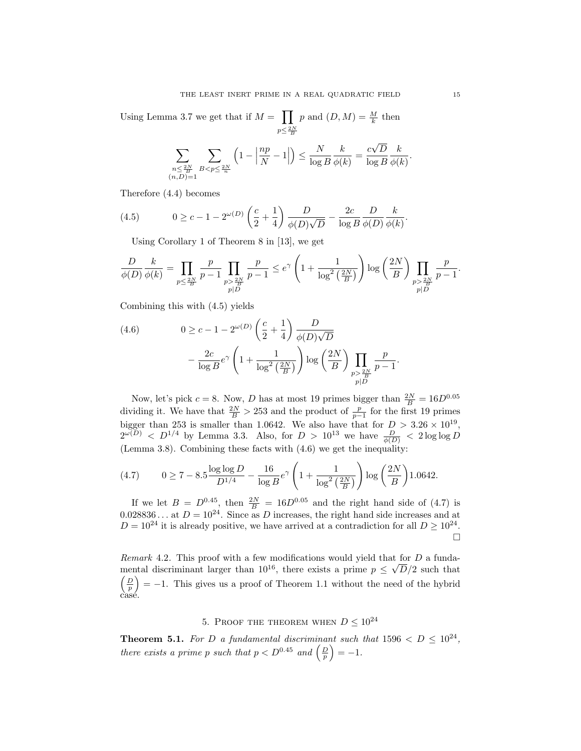Using Lemma 3.7 we get that if $M = \prod_{p \le \frac{2N}{B}} p$ and $(D, M) = \frac{M}{k}$ then

$$\sum_{\substack{n \le \frac{2N}{B} \\ (n,D)=1}} \sum_{B < p \le \frac{2N}{n}} \left(1 - \left|\frac{np}{N} - 1\right|\right) \le \frac{N}{\log B} \frac{k}{\phi(k)} = \frac{c\sqrt{D}}{\log B} \frac{k}{\phi(k)}.$$

Therefore (4.4) becomes

$$0 \ge c - 1 - 2^{\omega(D)} \left(\frac{c}{2} + \frac{1}{4}\right) \frac{D}{\phi(D)\sqrt{D}} - \frac{2c}{\log B} \frac{D}{\phi(D)} \frac{k}{\phi(k)}. \tag{4.5}$$

Using Corollary 1 of Theorem 8 in [13], we get

$$\frac{D}{\phi(D)} \frac{k}{\phi(k)} = \prod_{p \le \frac{2N}{B}} \frac{p}{p-1} \prod_{\substack{p > \frac{2N}{B} \\ p \mid D}} \frac{p}{p-1} \le e^{\gamma} \left(1 + \frac{1}{\log^2\left(\frac{2N}{B}\right)}\right) \log\left(\frac{2N}{B}\right) \prod_{\substack{p > \frac{2N}{B} \\ p \mid D}} \frac{p}{p-1}.$$

Combining this with (4.5) yields

$$\begin{aligned} 0 \ge\ & c - 1 - 2^{\omega(D)} \left(\frac{c}{2} + \frac{1}{4}\right) \frac{D}{\phi(D)\sqrt{D}} \\ & - \frac{2c}{\log B} e^{\gamma} \left(1 + \frac{1}{\log^2\left(\frac{2N}{B}\right)}\right) \log\left(\frac{2N}{B}\right) \prod_{\substack{p > \frac{2N}{B} \\ p \mid D}} \frac{p}{p-1}. \end{aligned} \tag{4.6}$$

Now, let's pick $c = 8$. Now, $D$ has at most 19 primes bigger than $\frac{2N}{B} = 16D^{0.05}$ dividing it. We have that $\frac{2N}{B} > 253$ and the product of $\frac{p}{p-1}$ for the first 19 primes bigger than 253 is smaller than 1.0642. We also have that for $D > 3.26 \times 10^{19}$, $2^{\omega(D)} < D^{1/4}$ by Lemma 3.3. Also, for $D > 10^{13}$ we have $\frac{D}{\phi(D)} < 2 \log\log D$ (Lemma 3.8). Combining these facts with (4.6) we get the inequality:

$$0 \ge 7 - 8.5 \frac{\log\log D}{D^{1/4}} - \frac{16}{\log B} e^{\gamma} \left(1 + \frac{1}{\log^2\left(\frac{2N}{B}\right)}\right) \log\left(\frac{2N}{B}\right) 1.0642. \tag{4.7}$$

If we let $B = D^{0.45}$, then $\frac{2N}{B} = 16D^{0.05}$ and the right hand side of (4.7) is $0.028836\ldots$ at $D = 10^{24}$. Since as $D$ increases, the right hand side increases and at $D = 10^{24}$ it is already positive, we have arrived at a contradiction for all $D \ge 10^{24}$. □

*Remark* 4.2. This proof with a few modifications would yield that for $D$ a fundamental discriminant larger than $10^{16}$, there exists a prime $p \le \sqrt{D}/2$ such that $\left(\frac{D}{p}\right) = -1$. This gives us a proof of Theorem 1.1 without the need of the hybrid case.

## 5. Proof the theorem when $D \le 10^{24}$

**Theorem 5.1.** *For $D$ a fundamental discriminant such that $1596 < D \le 10^{24}$, there exists a prime $p$ such that $p < D^{0.45}$ and $\left(\frac{D}{p}\right) = -1$.*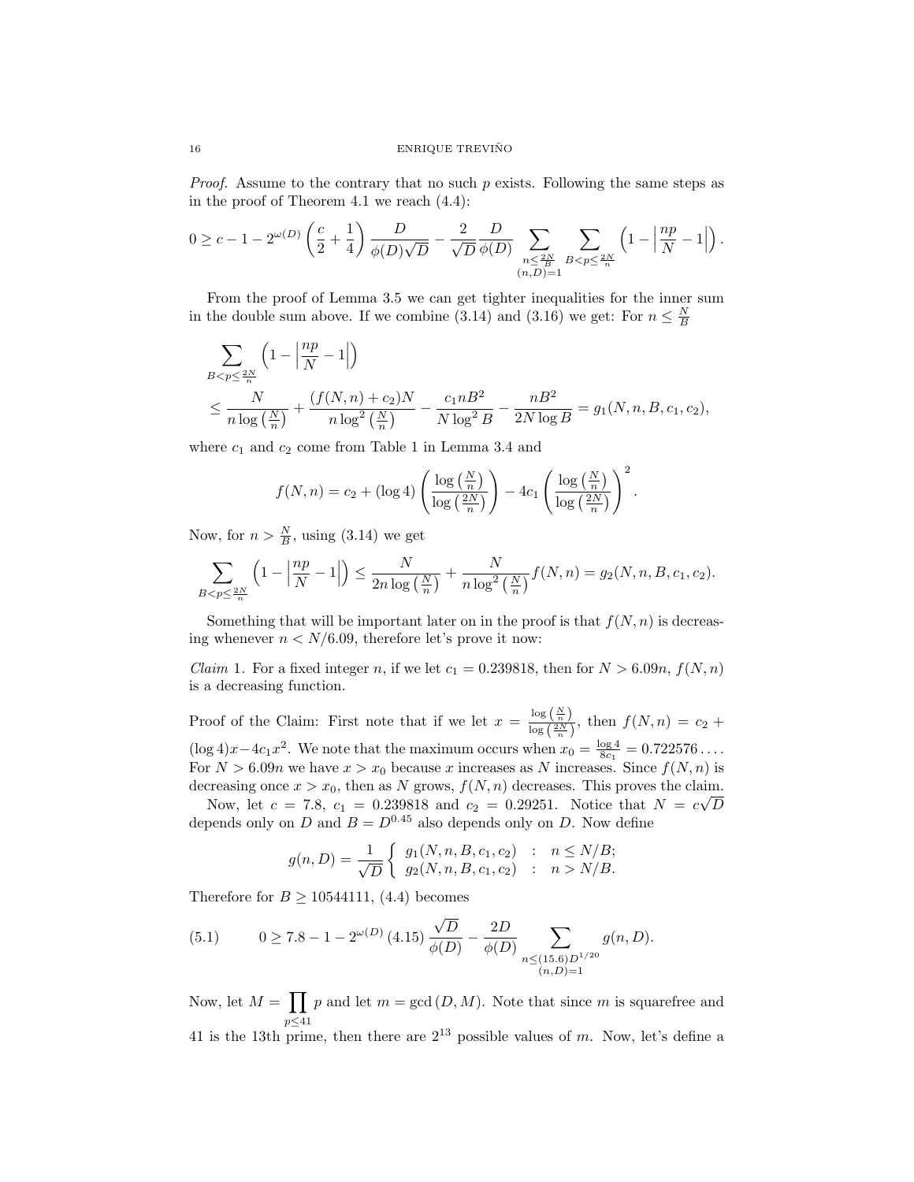*Proof.* Assume to the contrary that no such $p$ exists. Following the same steps as in the proof of Theorem 4.1 we reach (4.4):

$$0 \geq c - 1 - 2^{\omega(D)} \left(\frac{c}{2} + \frac{1}{4}\right) \frac{D}{\phi(D)\sqrt{D}} - \frac{2}{\sqrt{D}} \frac{D}{\phi(D)} \sum_{\substack{n \leq \frac{2N}{B} \\ (n,D)=1}} \sum_{B < p \leq \frac{2N}{n}} \left(1 - \left|\frac{np}{N} - 1\right|\right).$$

From the proof of Lemma 3.5 we can get tighter inequalities for the inner sum in the double sum above. If we combine (3.14) and (3.16) we get: For $n \leq \frac{N}{B}$

$$\begin{aligned}
&\sum_{B < p \leq \frac{2N}{n}} \left(1 - \left|\frac{np}{N} - 1\right|\right) \\
&\leq \frac{N}{n \log\left(\frac{N}{n}\right)} + \frac{(f(N,n) + c_2)N}{n \log^2\left(\frac{N}{n}\right)} - \frac{c_1 n B^2}{N \log^2 B} - \frac{nB^2}{2N \log B} = g_1(N, n, B, c_1, c_2),
\end{aligned}$$

where $c_1$ and $c_2$ come from Table 1 in Lemma 3.4 and

$$f(N, n) = c_2 + (\log 4)\left(\frac{\log\left(\frac{N}{n}\right)}{\log\left(\frac{2N}{n}\right)}\right) - 4c_1 \left(\frac{\log\left(\frac{N}{n}\right)}{\log\left(\frac{2N}{n}\right)}\right)^2.$$

Now, for $n > \frac{N}{B}$, using (3.14) we get

$$\sum_{B < p \leq \frac{2N}{n}} \left(1 - \left|\frac{np}{N} - 1\right|\right) \leq \frac{N}{2n \log\left(\frac{N}{n}\right)} + \frac{N}{n \log^2\left(\frac{N}{n}\right)} f(N, n) = g_2(N, n, B, c_1, c_2).$$

Something that will be important later on in the proof is that $f(N, n)$ is decreasing whenever $n < N/6.09$, therefore let's prove it now:

*Claim* 1. For a fixed integer $n$, if we let $c_1 = 0.239818$, then for $N > 6.09n$, $f(N, n)$ is a decreasing function.

Proof of the Claim: First note that if we let $x = \frac{\log\left(\frac{N}{n}\right)}{\log\left(\frac{2N}{n}\right)}$, then $f(N, n) = c_2 + (\log 4)x - 4c_1x^2$. We note that the maximum occurs when $x_0 = \frac{\log 4}{8c_1} = 0.722576\ldots$. For $N > 6.09n$ we have $x > x_0$ because $x$ increases as $N$ increases. Since $f(N, n)$ is decreasing once $x > x_0$, then as $N$ grows, $f(N, n)$ decreases. This proves the claim.

Now, let $c = 7.8$, $c_1 = 0.239818$ and $c_2 = 0.29251$. Notice that $N = c\sqrt{D}$ depends only on $D$ and $B = D^{0.45}$ also depends only on $D$. Now define

$$g(n, D) = \frac{1}{\sqrt{D}} \begin{cases} g_1(N, n, B, c_1, c_2) & : \quad n \leq N/B; \\ g_2(N, n, B, c_1, c_2) & : \quad n > N/B. \end{cases}$$

Therefore for $B \geq 10544111$, (4.4) becomes

$$0 \geq 7.8 - 1 - 2^{\omega(D)}\,(4.15)\,\frac{\sqrt{D}}{\phi(D)} - \frac{2D}{\phi(D)} \sum_{\substack{n \leq (15.6)D^{1/20} \\ (n,D)=1}} g(n, D). \tag{5.1}$$

Now, let $M = \prod_{p \leq 41} p$ and let $m = \gcd(D, M)$. Note that since $m$ is squarefree and 41 is the 13th prime, then there are $2^{13}$ possible values of $m$. Now, let's define a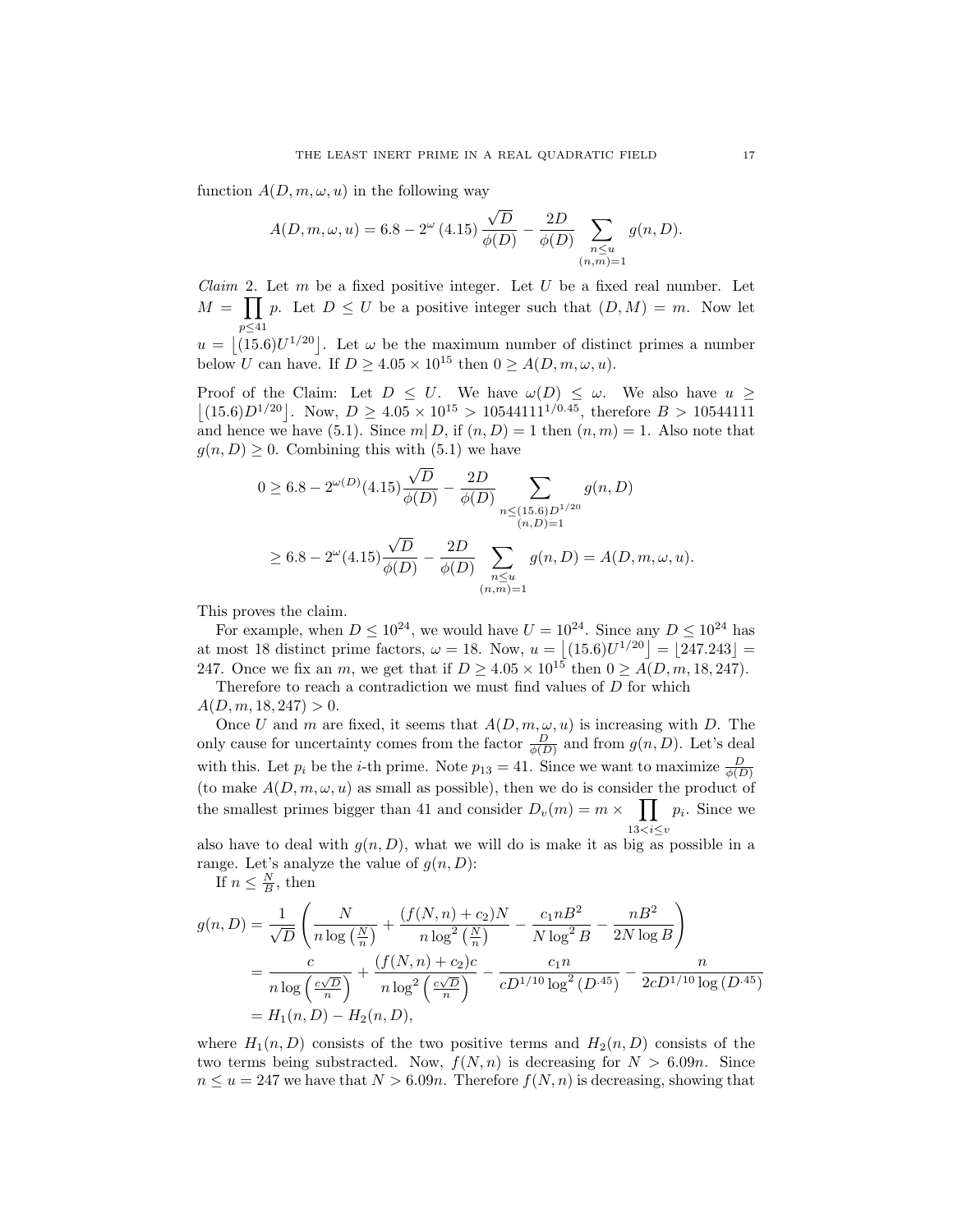function $A(D, m, \omega, u)$ in the following way

$$A(D, m, \omega, u) = 6.8 - 2^{\omega} (4.15) \frac{\sqrt{D}}{\phi(D)} - \frac{2D}{\phi(D)} \sum_{\substack{n \le u \\ (n,m)=1}} g(n, D).$$

*Claim* 2. Let $m$ be a fixed positive integer. Let $U$ be a fixed real number. Let $M = \prod_{p \le 41} p$. Let $D \le U$ be a positive integer such that $(D, M) = m$. Now let $u = \lfloor (15.6) U^{1/20} \rfloor$. Let $\omega$ be the maximum number of distinct primes a number below $U$ can have. If $D \ge 4.05 \times 10^{15}$ then $0 \ge A(D, m, \omega, u)$.

Proof of the Claim: Let $D \le U$. We have $\omega(D) \le \omega$. We also have $u \ge \lfloor (15.6) D^{1/20} \rfloor$. Now, $D \ge 4.05 \times 10^{15} > 10544111^{1/0.45}$, therefore $B > 10544111$ and hence we have (5.1). Since $m | D$, if $(n, D) = 1$ then $(n, m) = 1$. Also note that $g(n, D) \ge 0$. Combining this with (5.1) we have

$$\begin{aligned}
0 &\ge 6.8 - 2^{\omega(D)} (4.15) \frac{\sqrt{D}}{\phi(D)} - \frac{2D}{\phi(D)} \sum_{\substack{n \le (15.6) D^{1/20} \\ (n,D)=1}} g(n, D) \\
&\ge 6.8 - 2^{\omega} (4.15) \frac{\sqrt{D}}{\phi(D)} - \frac{2D}{\phi(D)} \sum_{\substack{n \le u \\ (n,m)=1}} g(n, D) = A(D, m, \omega, u).
\end{aligned}$$

This proves the claim.

For example, when $D \le 10^{24}$, we would have $U = 10^{24}$. Since any $D \le 10^{24}$ has at most 18 distinct prime factors, $\omega = 18$. Now, $u = \lfloor (15.6) U^{1/20} \rfloor = \lfloor 247.243 \rfloor = 247$. Once we fix an $m$, we get that if $D \ge 4.05 \times 10^{15}$ then $0 \ge A(D, m, 18, 247)$.

Therefore to reach a contradiction we must find values of $D$ for which $A(D, m, 18, 247) > 0$.

Once $U$ and $m$ are fixed, it seems that $A(D, m, \omega, u)$ is increasing with $D$. The only cause for uncertainty comes from the factor $\frac{D}{\phi(D)}$ and from $g(n, D)$. Let's deal with this. Let $p_i$ be the $i$-th prime. Note $p_{13} = 41$. Since we want to maximize $\frac{D}{\phi(D)}$ (to make $A(D, m, \omega, u)$ as small as possible), then we do is consider the product of the smallest primes bigger than 41 and consider $D_v(m) = m \times \prod_{13 < i \le v} p_i$. Since we also have to deal with $g(n, D)$, what we will do is make it as big as possible in a range. Let's analyze the value of $g(n, D)$:

If $n \le \frac{N}{B}$, then

$$\begin{aligned}
g(n, D) &= \frac{1}{\sqrt{D}} \left( \frac{N}{n \log\left(\frac{N}{n}\right)} + \frac{(f(N, n) + c_2) N}{n \log^2\left(\frac{N}{n}\right)} - \frac{c_1 n B^2}{N \log^2 B} - \frac{n B^2}{2N \log B} \right) \\
&= \frac{c}{n \log\left(\frac{c\sqrt{D}}{n}\right)} + \frac{(f(N, n) + c_2) c}{n \log^2\left(\frac{c\sqrt{D}}{n}\right)} - \frac{c_1 n}{c D^{1/10} \log^2\left(D^{.45}\right)} - \frac{n}{2c D^{1/10} \log\left(D^{.45}\right)} \\
&= H_1(n, D) - H_2(n, D),
\end{aligned}$$

where $H_1(n, D)$ consists of the two positive terms and $H_2(n, D)$ consists of the two terms being substracted. Now, $f(N, n)$ is decreasing for $N > 6.09n$. Since $n \le u = 247$ we have that $N > 6.09n$. Therefore $f(N, n)$ is decreasing, showing that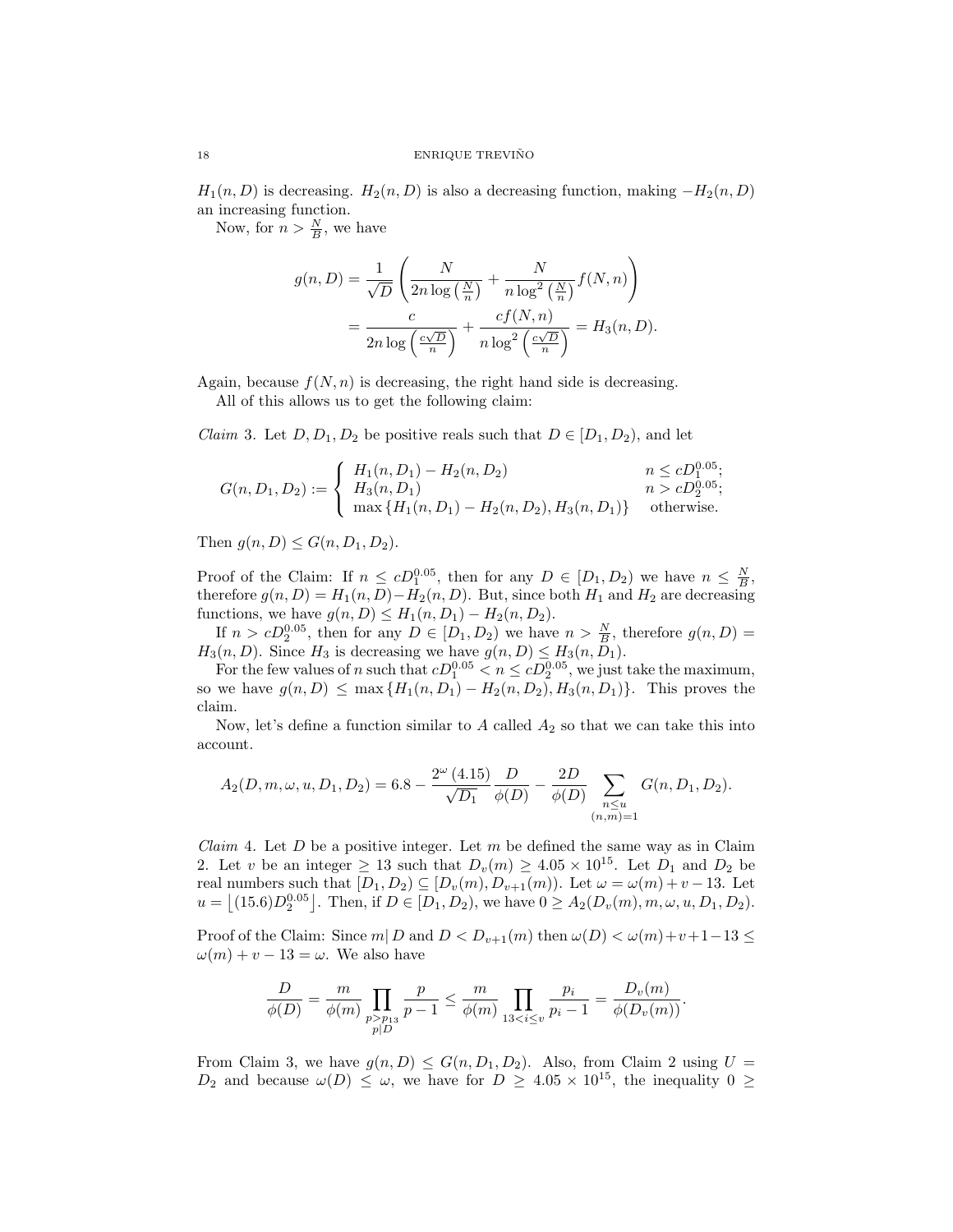$H_1(n, D)$ is decreasing. $H_2(n, D)$ is also a decreasing function, making $-H_2(n, D)$ an increasing function.

Now, for $n > \frac{N}{B}$, we have

$$
\begin{aligned}
g(n, D) &= \frac{1}{\sqrt{D}} \left( \frac{N}{2n \log\left(\frac{N}{n}\right)} + \frac{N}{n \log^2\left(\frac{N}{n}\right)} f(N, n) \right) \\
&= \frac{c}{2n \log\left(\frac{c\sqrt{D}}{n}\right)} + \frac{c f(N, n)}{n \log^2\left(\frac{c\sqrt{D}}{n}\right)} = H_3(n, D).
\end{aligned}
$$

Again, because $f(N, n)$ is decreasing, the right hand side is decreasing.

All of this allows us to get the following claim:

*Claim* 3. Let $D, D_1, D_2$ be positive reals such that $D \in [D_1, D_2)$, and let

$$
G(n, D_1, D_2) := \begin{cases} H_1(n, D_1) - H_2(n, D_2) & n \le c D_1^{0.05}; \\ H_3(n, D_1) & n > c D_2^{0.05}; \\ \max\left\{H_1(n, D_1) - H_2(n, D_2), H_3(n, D_1)\right\} & \text{otherwise.} \end{cases}
$$

Then $g(n, D) \le G(n, D_1, D_2)$.

Proof of the Claim: If $n \le c D_1^{0.05}$, then for any $D \in [D_1, D_2)$ we have $n \le \frac{N}{B}$, therefore $g(n, D) = H_1(n, D) - H_2(n, D)$. But, since both $H_1$ and $H_2$ are decreasing functions, we have $g(n, D) \le H_1(n, D_1) - H_2(n, D_2)$.

If $n > c D_2^{0.05}$, then for any $D \in [D_1, D_2)$ we have $n > \frac{N}{B}$, therefore $g(n, D) = H_3(n, D)$. Since $H_3$ is decreasing we have $g(n, D) \le H_3(n, D_1)$.

For the few values of $n$ such that $c D_1^{0.05} < n \le c D_2^{0.05}$, we just take the maximum, so we have $g(n, D) \le \max\left\{H_1(n, D_1) - H_2(n, D_2), H_3(n, D_1)\right\}$. This proves the claim.

Now, let's define a function similar to $A$ called $A_2$ so that we can take this into account.

$$
A_2(D, m, \omega, u, D_1, D_2) = 6.8 - \frac{2^{\omega}\,(4.15)}{\sqrt{D_1}} \frac{D}{\phi(D)} - \frac{2D}{\phi(D)} \sum_{\substack{n \le u \\ (n, m) = 1}} G(n, D_1, D_2).
$$

*Claim* 4. Let $D$ be a positive integer. Let $m$ be defined the same way as in Claim 2. Let $v$ be an integer $\ge 13$ such that $D_v(m) \ge 4.05 \times 10^{15}$. Let $D_1$ and $D_2$ be real numbers such that $[D_1, D_2) \subseteq [D_v(m), D_{v+1}(m))$. Let $\omega = \omega(m) + v - 13$. Let $u = \lfloor (15.6) D_2^{0.05} \rfloor$. Then, if $D \in [D_1, D_2)$, we have $0 \ge A_2(D_v(m), m, \omega, u, D_1, D_2)$.

Proof of the Claim: Since $m | D$ and $D < D_{v+1}(m)$ then $\omega(D) < \omega(m) + v + 1 - 13 \le \omega(m) + v - 13 = \omega$. We also have

$$
\frac{D}{\phi(D)} = \frac{m}{\phi(m)} \prod_{\substack{p > p_{13} \\ p | D}} \frac{p}{p-1} \le \frac{m}{\phi(m)} \prod_{13 < i \le v} \frac{p_i}{p_i - 1} = \frac{D_v(m)}{\phi(D_v(m))}.
$$

From Claim 3, we have $g(n, D) \le G(n, D_1, D_2)$. Also, from Claim 2 using $U = D_2$ and because $\omega(D) \le \omega$, we have for $D \ge 4.05 \times 10^{15}$, the inequality $0 \ge$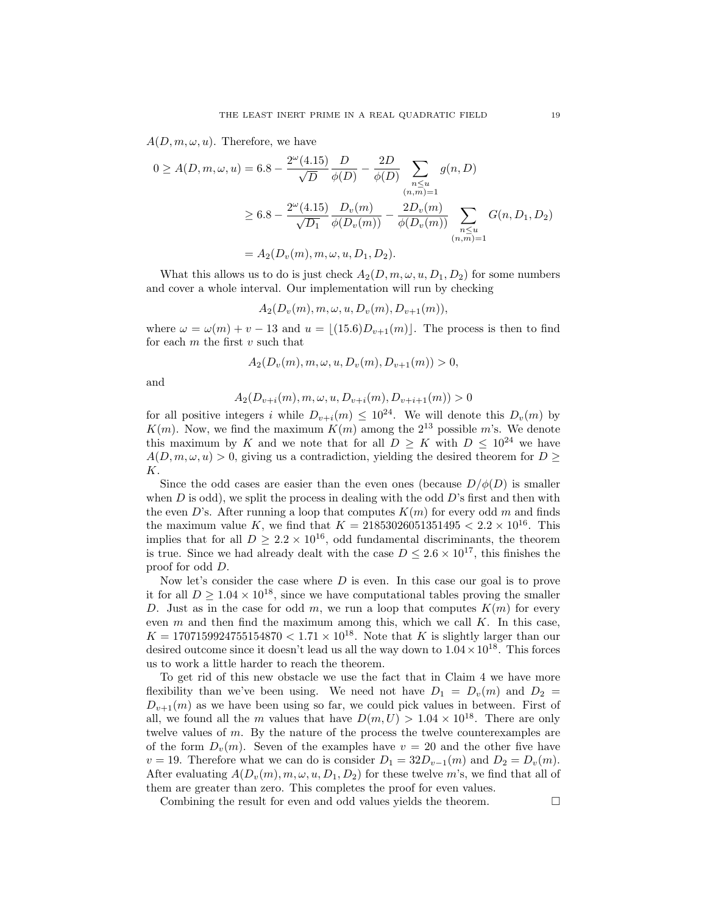$A(D,m,\omega,u)$. Therefore, we have

$$
\begin{aligned}
0 \geq A(D,m,\omega,u) &= 6.8 - \frac{2^{\omega}(4.15)}{\sqrt{D}}\frac{D}{\phi(D)} - \frac{2D}{\phi(D)} \sum_{\substack{n\leq u\\(n,m)=1}} g(n,D) \\
&\geq 6.8 - \frac{2^{\omega}(4.15)}{\sqrt{D_1}}\frac{D_v(m)}{\phi(D_v(m))} - \frac{2D_v(m)}{\phi(D_v(m))} \sum_{\substack{n\leq u\\(n,m)=1}} G(n,D_1,D_2) \\
&= A_2(D_v(m),m,\omega,u,D_1,D_2).
\end{aligned}
$$

What this allows us to do is just check $A_2(D,m,\omega,u,D_1,D_2)$ for some numbers and cover a whole interval. Our implementation will run by checking

$$A_2(D_v(m),m,\omega,u,D_v(m),D_{v+1}(m)),$$

where $\omega = \omega(m)+v-13$ and $u = \lfloor (15.6)D_{v+1}(m)\rfloor$. The process is then to find for each $m$ the first $v$ such that

$$A_2(D_v(m),m,\omega,u,D_v(m),D_{v+1}(m)) > 0,$$

and

$$A_2(D_{v+i}(m),m,\omega,u,D_{v+i}(m),D_{v+i+1}(m)) > 0$$

for all positive integers $i$ while $D_{v+i}(m) \leq 10^{24}$. We will denote this $D_v(m)$ by $K(m)$. Now, we find the maximum $K(m)$ among the $2^{13}$ possible $m$'s. We denote this maximum by $K$ and we note that for all $D \geq K$ with $D \leq 10^{24}$ we have $A(D,m,\omega,u) > 0$, giving us a contradiction, yielding the desired theorem for $D \geq K$.

Since the odd cases are easier than the even ones (because $D/\phi(D)$ is smaller when $D$ is odd), we split the process in dealing with the odd $D$'s first and then with the even $D$'s. After running a loop that computes $K(m)$ for every odd $m$ and finds the maximum value $K$, we find that $K = 21853026051351495 < 2.2\times 10^{16}$. This implies that for all $D \geq 2.2\times 10^{16}$, odd fundamental discriminants, the theorem is true. Since we had already dealt with the case $D \leq 2.6\times 10^{17}$, this finishes the proof for odd $D$.

Now let's consider the case where $D$ is even. In this case our goal is to prove it for all $D \geq 1.04\times 10^{18}$, since we have computational tables proving the smaller $D$. Just as in the case for odd $m$, we run a loop that computes $K(m)$ for every even $m$ and then find the maximum among this, which we call $K$. In this case, $K = 1707159924755154870 < 1.71\times 10^{18}$. Note that $K$ is slightly larger than our desired outcome since it doesn't lead us all the way down to $1.04\times 10^{18}$. This forces us to work a little harder to reach the theorem.

To get rid of this new obstacle we use the fact that in Claim 4 we have more flexibility than we've been using. We need not have $D_1 = D_v(m)$ and $D_2 = D_{v+1}(m)$ as we have been using so far, we could pick values in between. First of all, we found all the $m$ values that have $D(m,U) > 1.04\times 10^{18}$. There are only twelve values of $m$. By the nature of the process the twelve counterexamples are of the form $D_v(m)$. Seven of the examples have $v = 20$ and the other five have $v = 19$. Therefore what we can do is consider $D_1 = 32D_{v-1}(m)$ and $D_2 = D_v(m)$. After evaluating $A(D_v(m),m,\omega,u,D_1,D_2)$ for these twelve $m$'s, we find that all of them are greater than zero. This completes the proof for even values.

Combining the result for even and odd values yields the theorem. □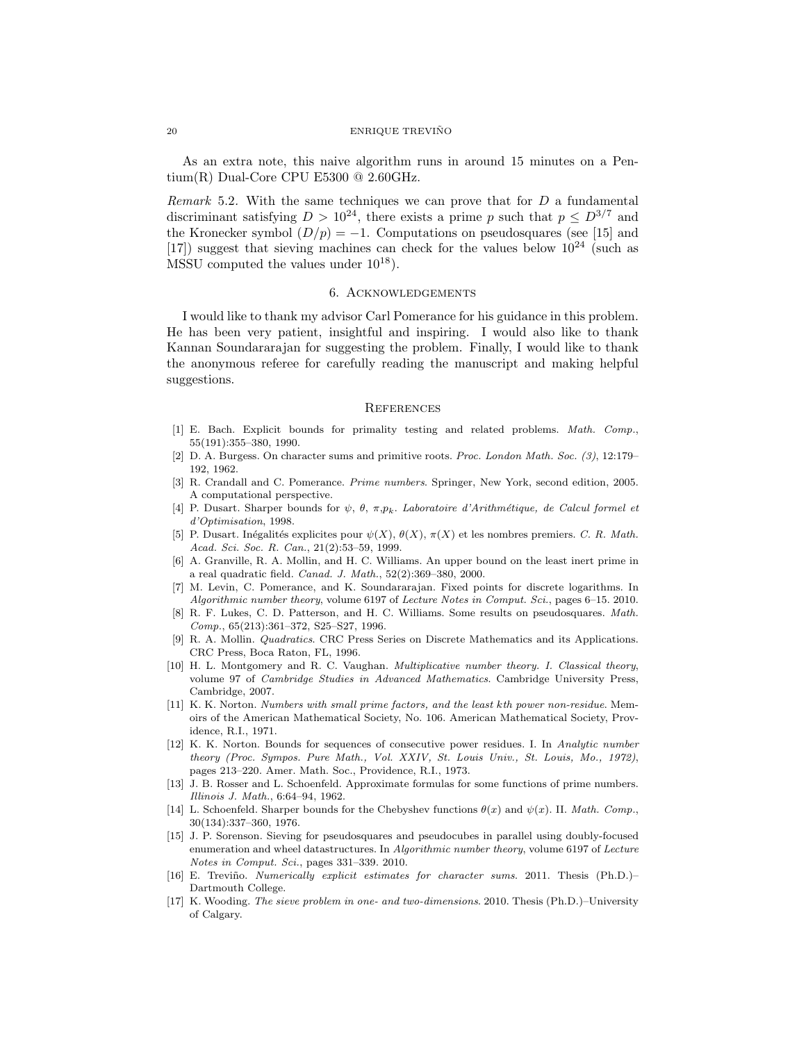As an extra note, this naive algorithm runs in around 15 minutes on a Pentium(R) Dual-Core CPU E5300 @ 2.60GHz.

*Remark* 5.2. With the same techniques we can prove that for $D$ a fundamental discriminant satisfying $D > 10^{24}$, there exists a prime $p$ such that $p \le D^{3/7}$ and the Kronecker symbol $(D/p) = -1$. Computations on pseudosquares (see [15] and [17]) suggest that sieving machines can check for the values below $10^{24}$ (such as MSSU computed the values under $10^{18}$).

## 6. Acknowledgements

I would like to thank my advisor Carl Pomerance for his guidance in this problem. He has been very patient, insightful and inspiring. I would also like to thank Kannan Soundararajan for suggesting the problem. Finally, I would like to thank the anonymous referee for carefully reading the manuscript and making helpful suggestions.

## References

[1] E. Bach. Explicit bounds for primality testing and related problems. *Math. Comp.*, 55(191):355–380, 1990.

[2] D. A. Burgess. On character sums and primitive roots. *Proc. London Math. Soc. (3)*, 12:179–192, 1962.

[3] R. Crandall and C. Pomerance. *Prime numbers*. Springer, New York, second edition, 2005. A computational perspective.

[4] P. Dusart. Sharper bounds for $\psi$, $\theta$, $\pi$,$p_k$. *Laboratoire d'Arithmétique, de Calcul formel et d'Optimisation*, 1998.

[5] P. Dusart. Inégalités explicites pour $\psi(X)$, $\theta(X)$, $\pi(X)$ et les nombres premiers. *C. R. Math. Acad. Sci. Soc. R. Can.*, 21(2):53–59, 1999.

[6] A. Granville, R. A. Mollin, and H. C. Williams. An upper bound on the least inert prime in a real quadratic field. *Canad. J. Math.*, 52(2):369–380, 2000.

[7] M. Levin, C. Pomerance, and K. Soundararajan. Fixed points for discrete logarithms. In *Algorithmic number theory*, volume 6197 of *Lecture Notes in Comput. Sci.*, pages 6–15. 2010.

[8] R. F. Lukes, C. D. Patterson, and H. C. Williams. Some results on pseudosquares. *Math. Comp.*, 65(213):361–372, S25–S27, 1996.

[9] R. A. Mollin. *Quadratics*. CRC Press Series on Discrete Mathematics and its Applications. CRC Press, Boca Raton, FL, 1996.

[10] H. L. Montgomery and R. C. Vaughan. *Multiplicative number theory. I. Classical theory*, volume 97 of *Cambridge Studies in Advanced Mathematics*. Cambridge University Press, Cambridge, 2007.

[11] K. K. Norton. *Numbers with small prime factors, and the least kth power non-residue*. Memoirs of the American Mathematical Society, No. 106. American Mathematical Society, Providence, R.I., 1971.

[12] K. K. Norton. Bounds for sequences of consecutive power residues. I. In *Analytic number theory (Proc. Sympos. Pure Math., Vol. XXIV, St. Louis Univ., St. Louis, Mo., 1972)*, pages 213–220. Amer. Math. Soc., Providence, R.I., 1973.

[13] J. B. Rosser and L. Schoenfeld. Approximate formulas for some functions of prime numbers. *Illinois J. Math.*, 6:64–94, 1962.

[14] L. Schoenfeld. Sharper bounds for the Chebyshev functions $\theta(x)$ and $\psi(x)$. II. *Math. Comp.*, 30(134):337–360, 1976.

[15] J. P. Sorenson. Sieving for pseudosquares and pseudocubes in parallel using doubly-focused enumeration and wheel datastructures. In *Algorithmic number theory*, volume 6197 of *Lecture Notes in Comput. Sci.*, pages 331–339. 2010.

[16] E. Treviño. *Numerically explicit estimates for character sums*. 2011. Thesis (Ph.D.)–Dartmouth College.

[17] K. Wooding. *The sieve problem in one- and two-dimensions*. 2010. Thesis (Ph.D.)–University of Calgary.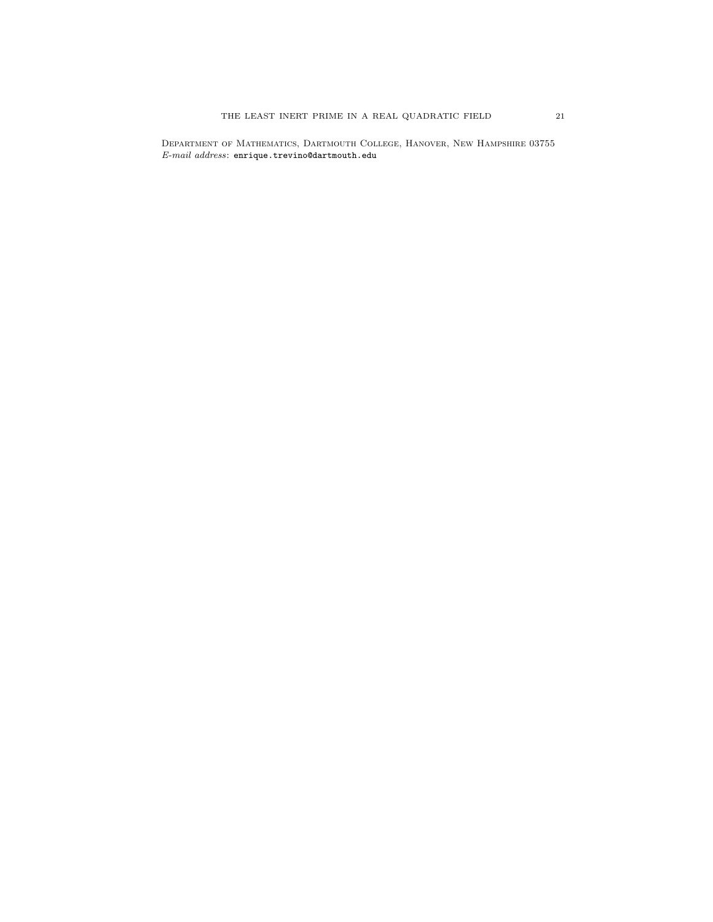Department of Mathematics, Dartmouth College, Hanover, New Hampshire 03755
*E-mail address*: enrique.trevino@dartmouth.edu